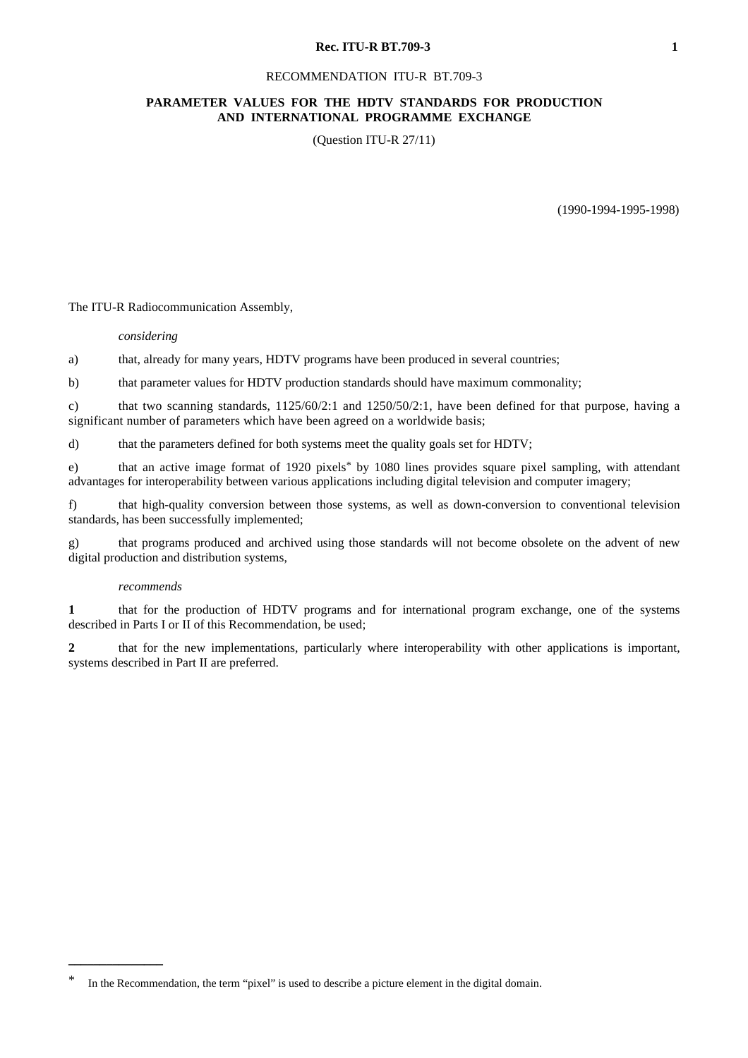# RECOMMENDATION ITU-R BT.709-3

## PARAMETER VALUES FOR THE HDTV STANDARDS FOR PRODUCTION AND INTERNATIONAL PROGRAMME EXCHANGE

(Question ITU-R 27/11)

(1990-1994-1995-1998)

The ITU-R Radiocommunication Assembly,

*considering*

a) that, already for many years, HDTV programs have been produced in several countries;

b) that parameter values for HDTV production standards should have maximum commonality;

c) that two scanning standards, 1125/60/2:1 and 1250/50/2:1, have been defined for that purpose, having a significant number of parameters which have been agreed on a worldwide basis;

d) that the parameters defined for both systems meet the quality goals set for HDTV;

e) that an active image format of 1920 pixels* by 1080 lines provides square pixel sampling, with attendant advantages for interoperability between various applications including digital television and computer imagery;

f) that high-quality conversion between those systems, as well as down-conversion to conventional television standards, has been successfully implemented;

g) that programs produced and archived using those standards will not become obsolete on the advent of new digital production and distribution systems,

*recommends*

**1** that for the production of HDTV programs and for international program exchange, one of the systems described in Parts I or II of this Recommendation, be used;

**2** that for the new implementations, particularly where interoperability with other applications is important, systems described in Part II are preferred.

---

* In the Recommendation, the term "pixel" is used to describe a picture element in the digital domain.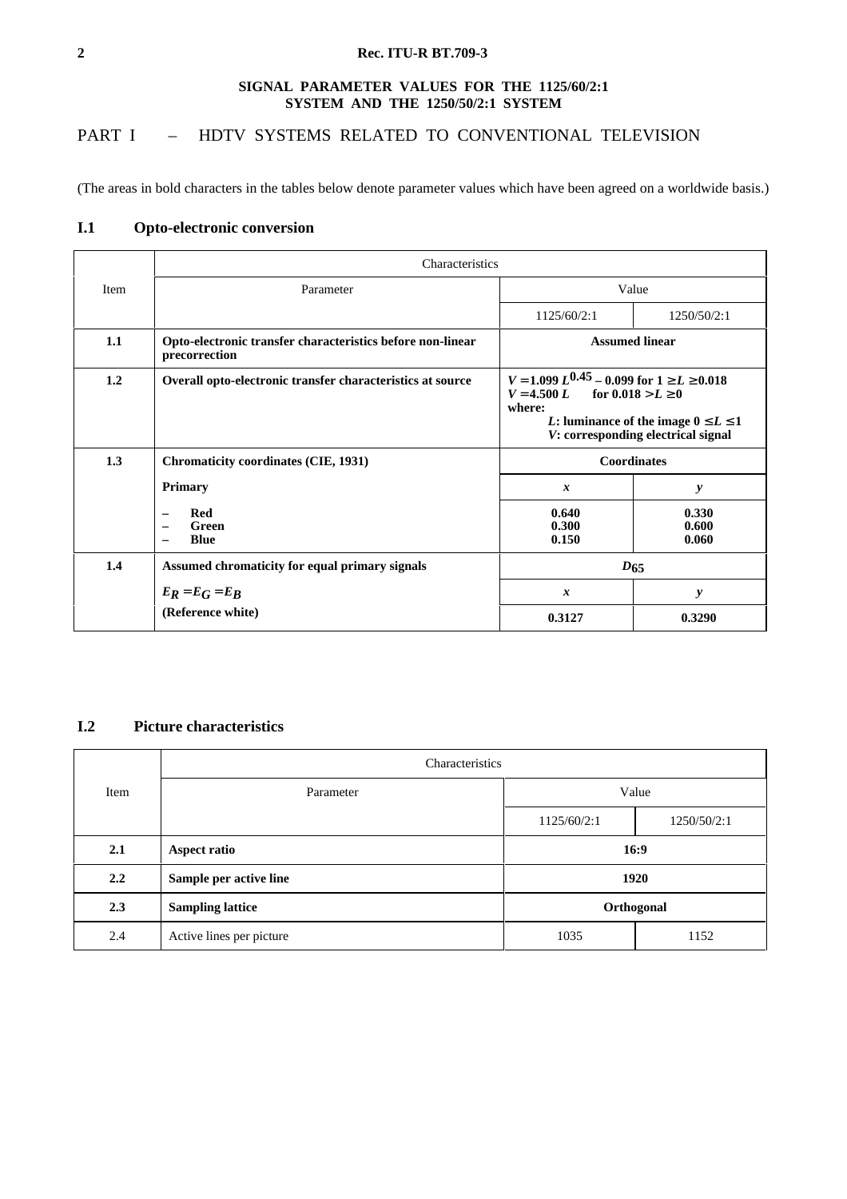**SIGNAL PARAMETER VALUES FOR THE 1125/60/2:1 SYSTEM AND THE 1250/50/2:1 SYSTEM**

# PART I – HDTV SYSTEMS RELATED TO CONVENTIONAL TELEVISION

(The areas in bold characters in the tables below denote parameter values which have been agreed on a worldwide basis.)

## I.1 Opto-electronic conversion

| Item | Characteristics | | |
|---|---|---|---|
| | Parameter | Value | |
| | | 1125/60/2:1 | 1250/50/2:1 |
| **1.1** | **Opto-electronic transfer characteristics before non-linear precorrection** | **Assumed linear** | |
| **1.2** | **Overall opto-electronic transfer characteristics at source** | **$V = 1.099\ L^{0.45} - 0.099$ for $1 \geq L \geq 0.018$<br>$V = 4.500\ L$ for $0.018 > L \geq 0$<br>where:<br>$L$: luminance of the image $0 \leq L \leq 1$<br>$V$: corresponding electrical signal** | |
| **1.3** | **Chromaticity coordinates (CIE, 1931)** | **Coordinates** | |
| | **Primary** | ***x*** | ***y*** |
| | **– Red<br>– Green<br>– Blue** | **0.640<br>0.300<br>0.150** | **0.330<br>0.600<br>0.060** |
| **1.4** | **Assumed chromaticity for equal primary signals** | **$D_{65}$** | |
| | **$E_R = E_G = E_B$** | ***x*** | ***y*** |
| | **(Reference white)** | **0.3127** | **0.3290** |

## I.2 Picture characteristics

| Item | Characteristics | | |
|---|---|---|---|
| | Parameter | Value | |
| | | 1125/60/2:1 | 1250/50/2:1 |
| **2.1** | **Aspect ratio** | **16:9** | |
| **2.2** | **Sample per active line** | **1920** | |
| **2.3** | **Sampling lattice** | **Orthogonal** | |
| 2.4 | Active lines per picture | 1035 | 1152 |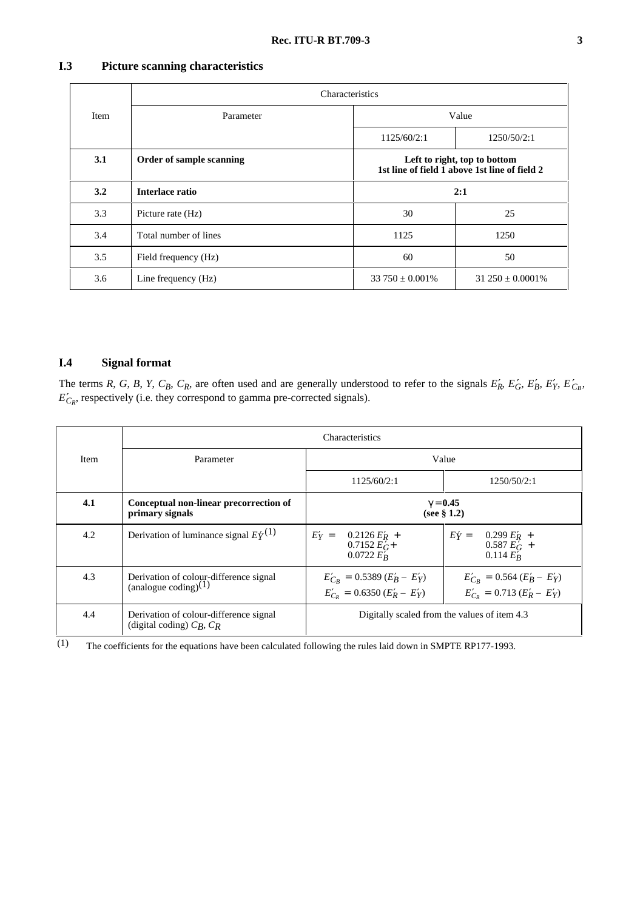## I.3 Picture scanning characteristics

| Item | Characteristics | | |
|---|---|---|---|
| | Parameter | Value | |
| | | 1125/60/2:1 | 1250/50/2:1 |
| **3.1** | **Order of sample scanning** | **Left to right, top to bottom 1st line of field 1 above 1st line of field 2** | |
| **3.2** | **Interlace ratio** | **2:1** | |
| 3.3 | Picture rate (Hz) | 30 | 25 |
| 3.4 | Total number of lines | 1125 | 1250 |
| 3.5 | Field frequency (Hz) | 60 | 50 |
| 3.6 | Line frequency (Hz) | 33 750 ± 0.001% | 31 250 ± 0.0001% |

## I.4 Signal format

The terms *R*, *G*, *B*, *Y*, $C_B$, $C_R$, are often used and are generally understood to refer to the signals $E'_R$, $E'_G$, $E'_B$, $E'_Y$, $E'_{C_B}$, $E'_{C_R}$, respectively (i.e. they correspond to gamma pre-corrected signals).

| Item | Characteristics | | |
|---|---|---|---|
| | Parameter | Value | |
| | | 1125/60/2:1 | 1250/50/2:1 |
| **4.1** | **Conceptual non-linear precorrection of primary signals** | **$\gamma = 0.45$ (see § 1.2)** | |
| 4.2 | Derivation of luminance signal $E'_Y$ [(1)] | $E'_Y = 0.2126\, E'_R + 0.7152\, E'_G + 0.0722\, E'_B$ | $E'_Y = 0.299\, E'_R + 0.587\, E'_G + 0.114\, E'_B$ |
| 4.3 | Derivation of colour-difference signal (analogue coding) [(1)] | $E'_{C_B} = 0.5389\,(E'_B - E'_Y)$ <br> $E'_{C_R} = 0.6350\,(E'_R - E'_Y)$ | $E'_{C_B} = 0.564\,(E'_B - E'_Y)$ <br> $E'_{C_R} = 0.713\,(E'_R - E'_Y)$ |
| 4.4 | Derivation of colour-difference signal (digital coding) $C_B$, $C_R$ | Digitally scaled from the values of item 4.3 | |

(1) The coefficients for the equations have been calculated following the rules laid down in SMPTE RP177-1993.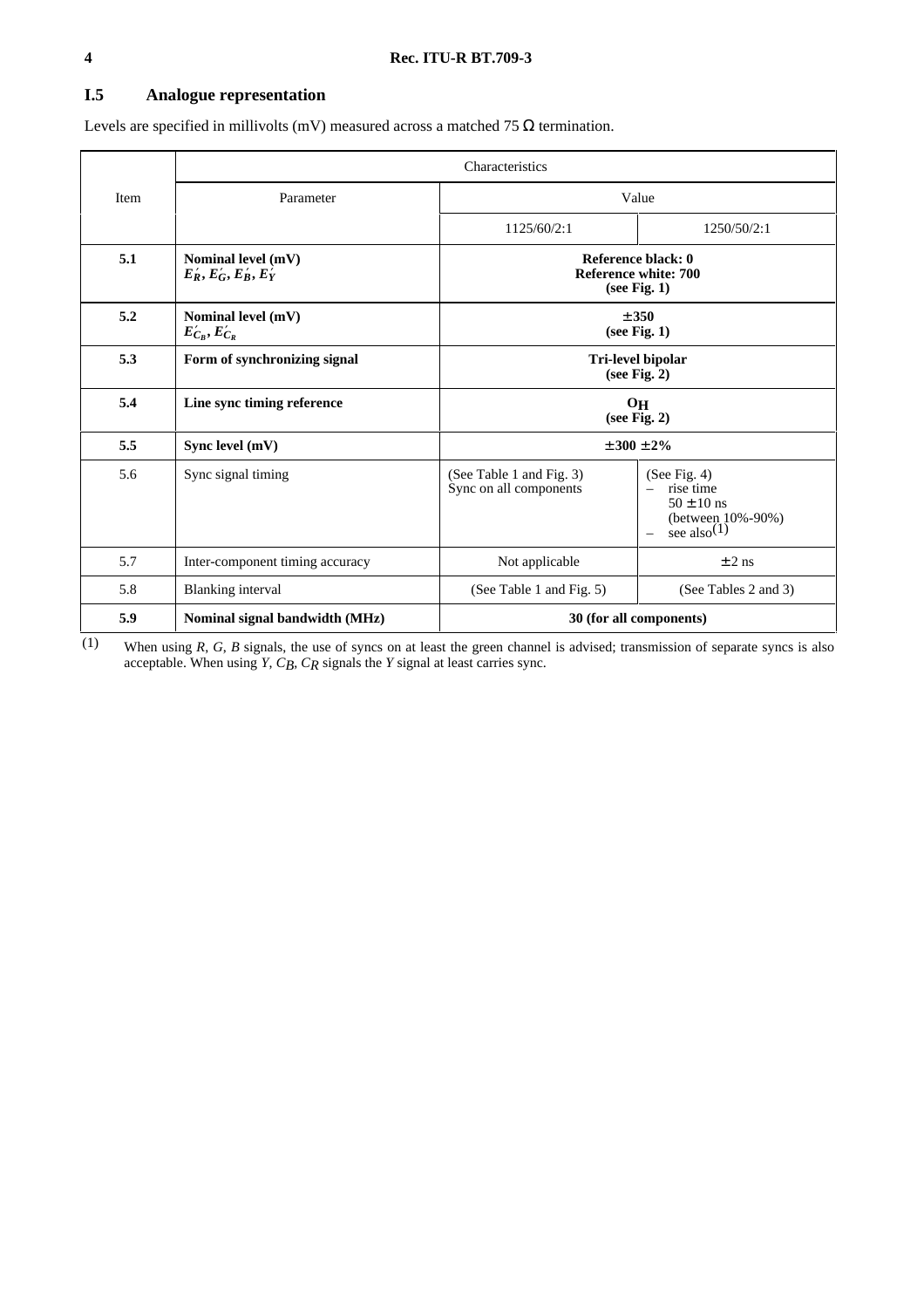## I.5 Analogue representation

Levels are specified in millivolts (mV) measured across a matched 75 Ω termination.

| Item | Characteristics | | |
|---|---|---|---|
| | Parameter | Value | |
| | | 1125/60/2:1 | 1250/50/2:1 |
| **5.1** | **Nominal level (mV)** $E'_R, E'_G, E'_B, E'_Y$ | **Reference black: 0 Reference white: 700 (see Fig. 1)** | |
| **5.2** | **Nominal level (mV)** $E'_{C_B}, E'_{C_R}$ | **±350 (see Fig. 1)** | |
| **5.3** | **Form of synchronizing signal** | **Tri-level bipolar (see Fig. 2)** | |
| **5.4** | **Line sync timing reference** | **$O_H$ (see Fig. 2)** | |
| **5.5** | **Sync level (mV)** | **±300 ±2%** | |
| 5.6 | Sync signal timing | (See Table 1 and Fig. 3) Sync on all components | (See Fig. 4) – rise time 50 ± 10 ns (between 10%-90%) – see also(1) |
| 5.7 | Inter-component timing accuracy | Not applicable | ± 2 ns |
| 5.8 | Blanking interval | (See Table 1 and Fig. 5) | (See Tables 2 and 3) |
| **5.9** | **Nominal signal bandwidth (MHz)** | **30 (for all components)** | |

(1) When using *R*, *G*, *B* signals, the use of syncs on at least the green channel is advised; transmission of separate syncs is also acceptable. When using $Y$, $C_B$, $C_R$ signals the *Y* signal at least carries sync.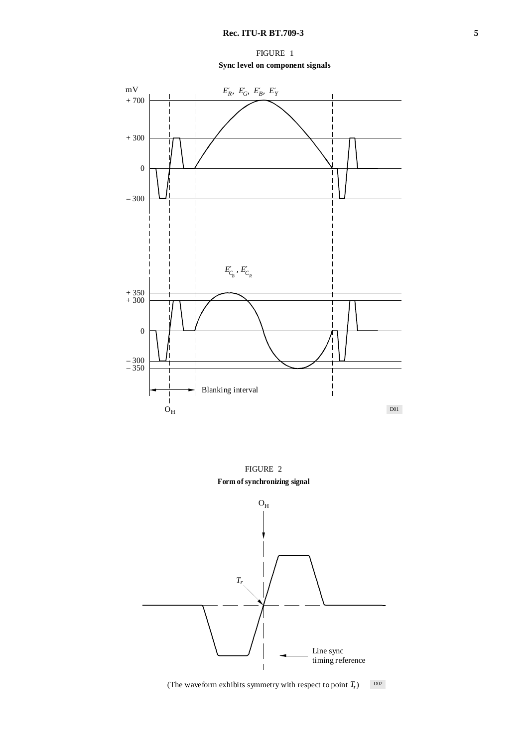FIGURE 1

**Sync level on component signals**

FIGURE 2

**Form of synchronizing signal**

(The waveform exhibits symmetry with respect to point $T_r$)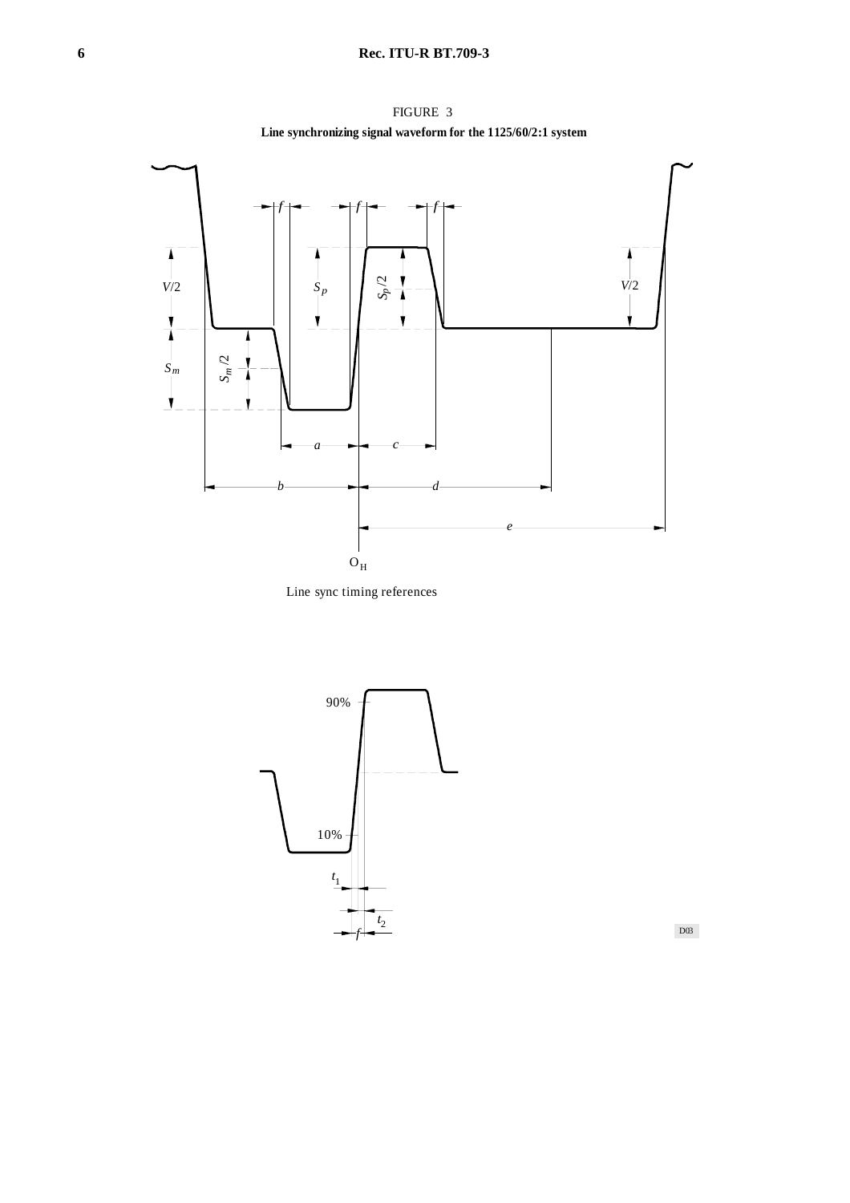FIGURE 3

**Line synchronizing signal waveform for the 1125/60/2:1 system**

Line sync timing references

D03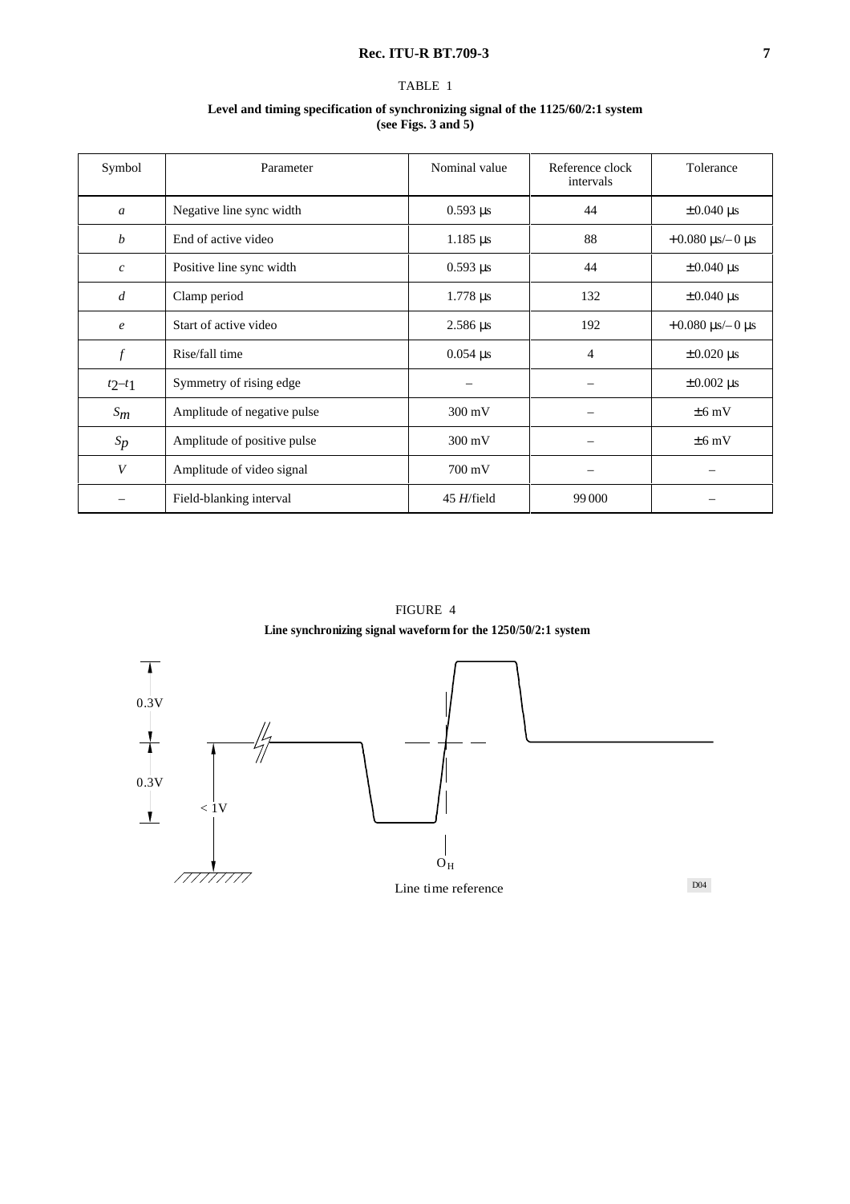TABLE 1

**Level and timing specification of synchronizing signal of the 1125/60/2:1 system (see Figs. 3 and 5)**

| Symbol | Parameter | Nominal value | Reference clock intervals | Tolerance |
|---|---|---|---|---|
| *a* | Negative line sync width | 0.593 µs | 44 | ± 0.040 µs |
| *b* | End of active video | 1.185 µs | 88 | + 0.080 µs/– 0 µs |
| *c* | Positive line sync width | 0.593 µs | 44 | ± 0.040 µs |
| *d* | Clamp period | 1.778 µs | 132 | ± 0.040 µs |
| *e* | Start of active video | 2.586 µs | 192 | + 0.080 µs/– 0 µs |
| *f* | Rise/fall time | 0.054 µs | 4 | ± 0.020 µs |
| $t_2 – t_1$ | Symmetry of rising edge | – | – | ± 0.002 µs |
| $S_m$ | Amplitude of negative pulse | 300 mV | – | ± 6 mV |
| $S_p$ | Amplitude of positive pulse | 300 mV | – | ± 6 mV |
| *V* | Amplitude of video signal | 700 mV | – | – |
| – | Field-blanking interval | 45 *H*/field | 99 000 | – |

FIGURE 4

**Line synchronizing signal waveform for the 1250/50/2:1 system**

0.3V

0.3V

< 1V

$O_H$

Line time reference

D04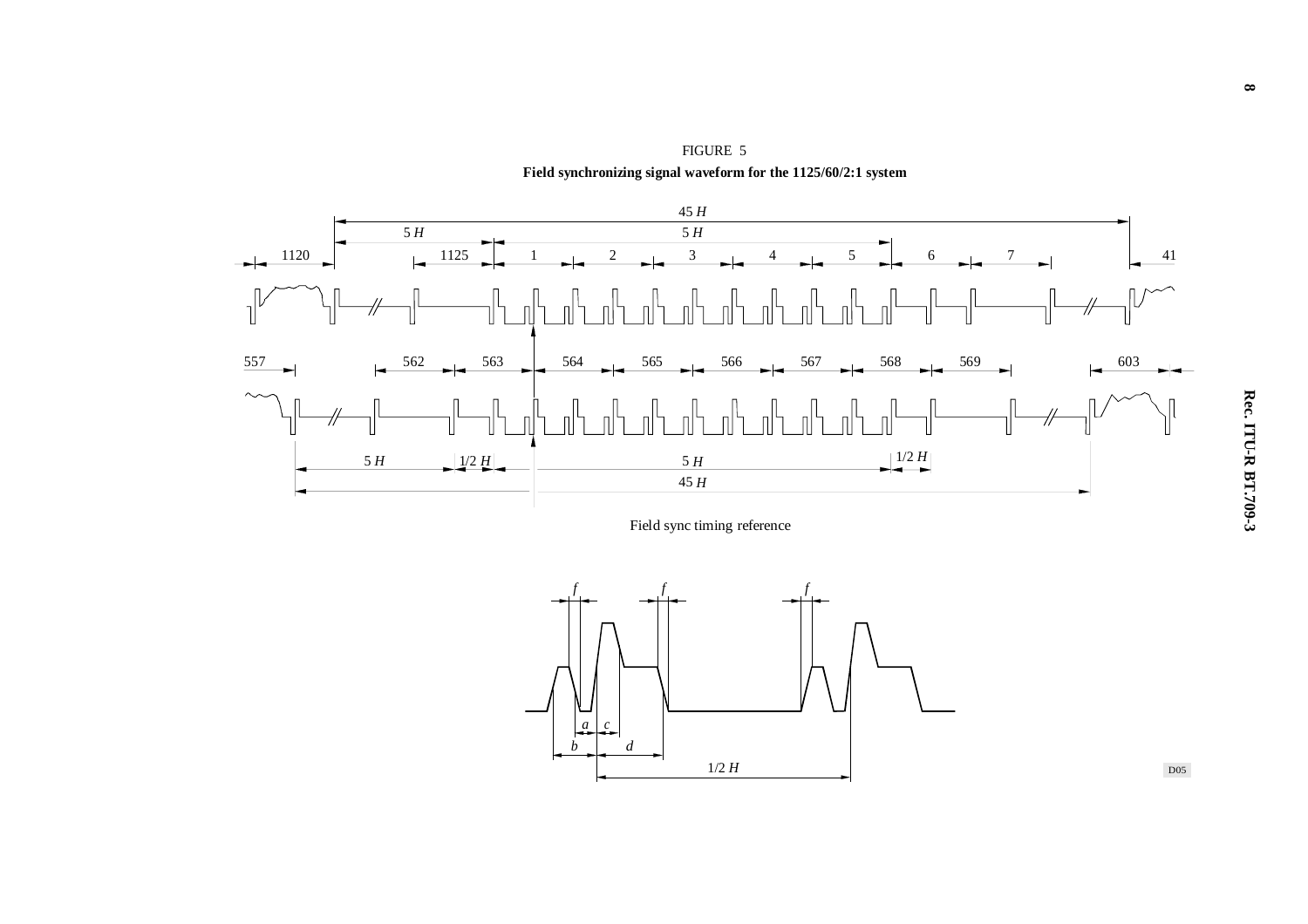FIGURE 5

**Field synchronizing signal waveform for the 1125/60/2:1 system**

45 *H*

5 *H* 5 *H*

1120 1125 1 2 3 4 5 6 7 41

557 562 563 564 565 566 567 568 569 603

5 *H* 1/2 *H* 5 *H* 1/2 *H*

45 *H*

Field sync timing reference

*f* *f* *f*

*a* *c*

*b* *d*

1/2 *H*

D05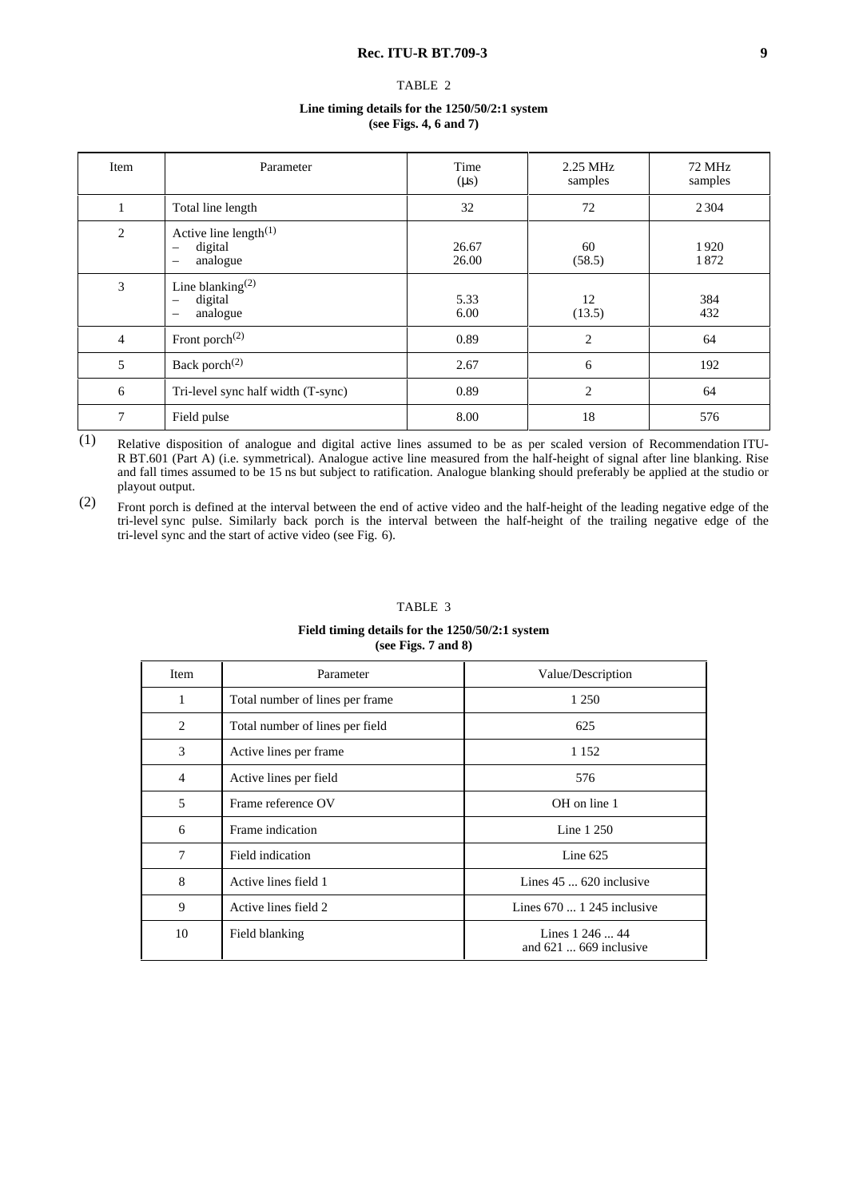TABLE 2

**Line timing details for the 1250/50/2:1 system**
**(see Figs. 4, 6 and 7)**

| Item | Parameter | Time (µs) | 2.25 MHz samples | 72 MHz samples |
|---|---|---|---|---|
| 1 | Total line length | 32 | 72 | 2 304 |
| 2 | Active line length[(1)]<br>– digital<br>– analogue | <br>26.67<br>26.00 | <br>60<br>(58.5) | <br>1 920<br>1 872 |
| 3 | Line blanking[(2)]<br>– digital<br>– analogue | <br>5.33<br>6.00 | <br>12<br>(13.5) | <br>384<br>432 |
| 4 | Front porch[(2)] | 0.89 | 2 | 64 |
| 5 | Back porch[(2)] | 2.67 | 6 | 192 |
| 6 | Tri-level sync half width (T-sync) | 0.89 | 2 | 64 |
| 7 | Field pulse | 8.00 | 18 | 576 |

(1) Relative disposition of analogue and digital active lines assumed to be as per scaled version of Recommendation ITU-R BT.601 (Part A) (i.e. symmetrical). Analogue active line measured from the half-height of signal after line blanking. Rise and fall times assumed to be 15 ns but subject to ratification. Analogue blanking should preferably be applied at the studio or playout output.

(2) Front porch is defined at the interval between the end of active video and the half-height of the leading negative edge of the tri-level sync pulse. Similarly back porch is the interval between the half-height of the trailing negative edge of the tri-level sync and the start of active video (see Fig. 6).

TABLE 3

**Field timing details for the 1250/50/2:1 system**
**(see Figs. 7 and 8)**

| Item | Parameter | Value/Description |
|---|---|---|
| 1 | Total number of lines per frame | 1 250 |
| 2 | Total number of lines per field | 625 |
| 3 | Active lines per frame | 1 152 |
| 4 | Active lines per field | 576 |
| 5 | Frame reference OV | OH on line 1 |
| 6 | Frame indication | Line 1 250 |
| 7 | Field indication | Line 625 |
| 8 | Active lines field 1 | Lines 45 ... 620 inclusive |
| 9 | Active lines field 2 | Lines 670 ... 1 245 inclusive |
| 10 | Field blanking | Lines 1 246 ... 44<br>and 621 ... 669 inclusive |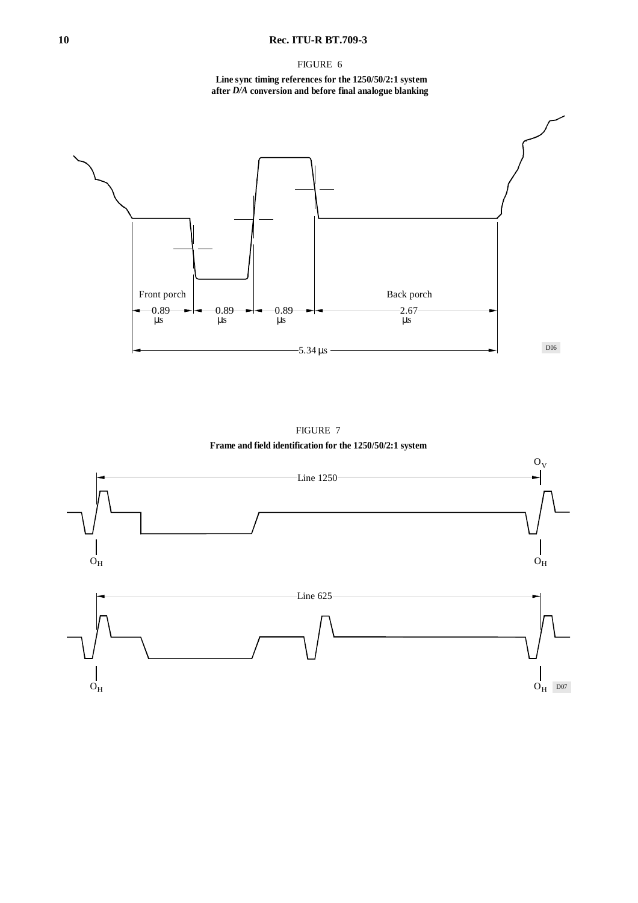FIGURE 6

**Line sync timing references for the 1250/50/2:1 system after *D/A* conversion and before final analogue blanking**

Front porch

Back porch

0.89 µs | 0.89 µs | 0.89 µs | 2.67 µs

5.34 µs

D06

FIGURE 7

**Frame and field identification for the 1250/50/2:1 system**

$O_V$

Line 1250

$O_H$ $O_H$

Line 625

$O_H$ $O_H$

D07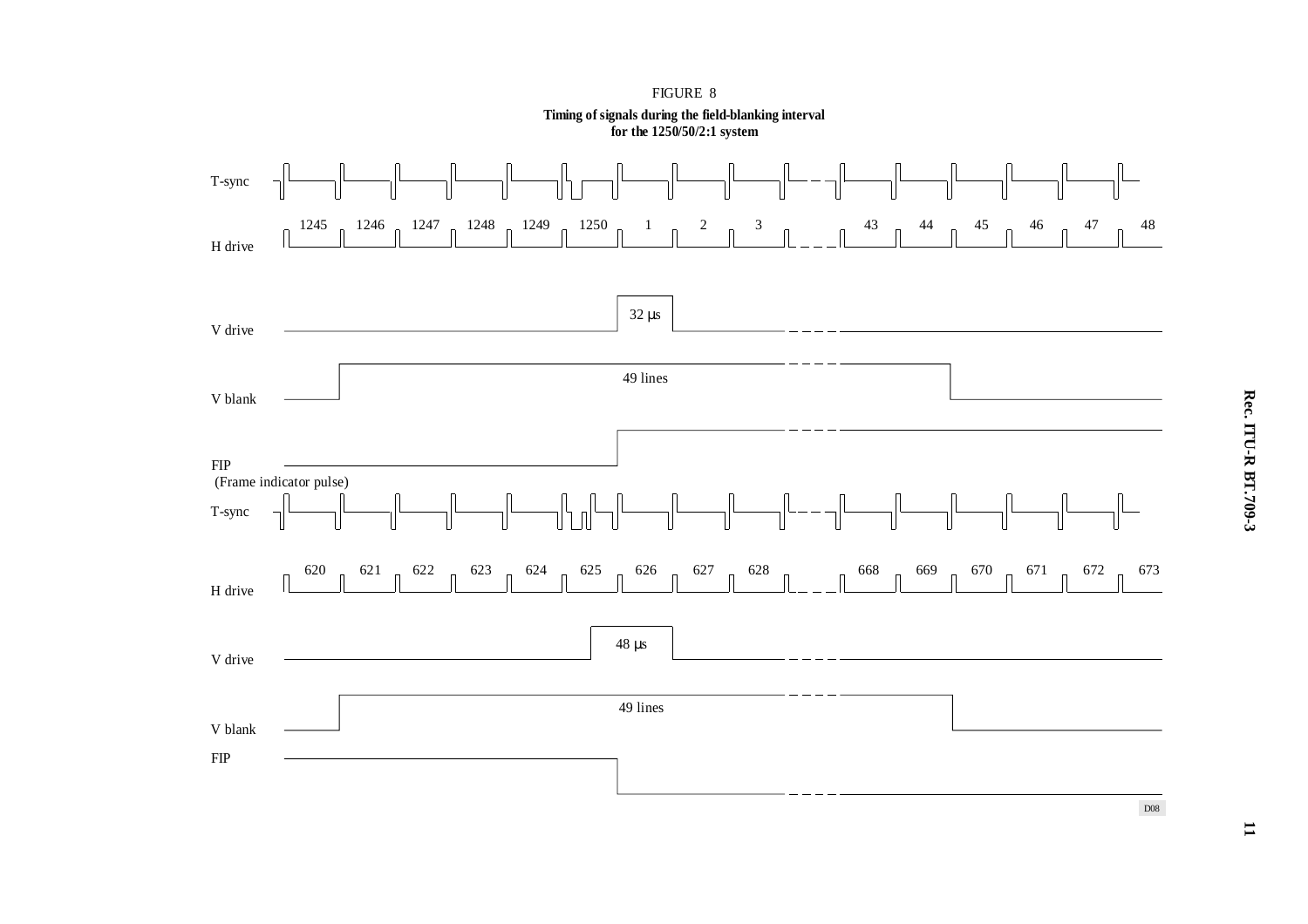FIGURE 8

**Timing of signals during the field-blanking interval for the 1250/50/2:1 system**

T-sync

H drive: 1245, 1246, 1247, 1248, 1249, 1250, 1, 2, 3, 43, 44, 45, 46, 47, 48

V drive: 32 μs

V blank: 49 lines

FIP (Frame indicator pulse)

T-sync

H drive: 620, 621, 622, 623, 624, 625, 626, 627, 628, 668, 669, 670, 671, 672, 673

V drive: 48 μs

V blank: 49 lines

FIP

D08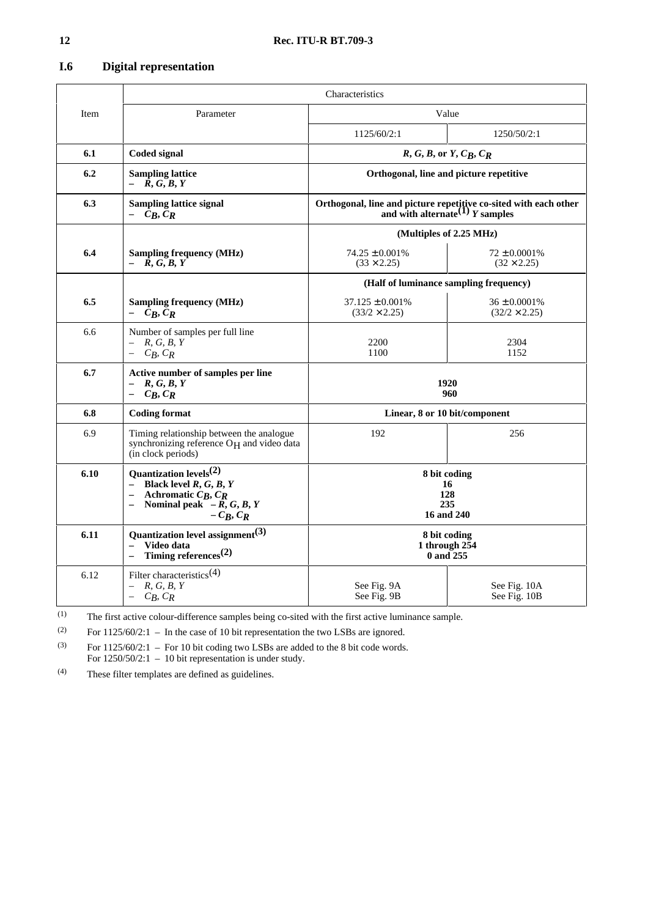## I.6 Digital representation

| Item | Characteristics | | |
|---|---|---|---|
| | Parameter | Value | |
| | | 1125/60/2:1 | 1250/50/2:1 |
| **6.1** | **Coded signal** | ***R, G, B*, or *Y*, $C_B$, $C_R$** | |
| **6.2** | **Sampling lattice**<br>– ***R, G, B, Y*** | **Orthogonal, line and picture repetitive** | |
| **6.3** | **Sampling lattice signal**<br>– **$C_B$, $C_R$** | **Orthogonal, line and picture repetitive co-sited with each other and with alternate**[(1)] ***Y* samples** | |
| | | **(Multiples of 2.25 MHz)** | |
| **6.4** | **Sampling frequency (MHz)**<br>– ***R, G, B, Y*** | 74.25 ± 0.001%<br>(33 × 2.25) | 72 ± 0.0001%<br>(32 × 2.25) |
| | | **(Half of luminance sampling frequency)** | |
| **6.5** | **Sampling frequency (MHz)**<br>– **$C_B$, $C_R$** | 37.125 ± 0.001%<br>(33/2 × 2.25) | 36 ± 0.0001%<br>(32/2 × 2.25) |
| 6.6 | Number of samples per full line<br>– *R, G, B, Y*<br>– $C_B$, $C_R$ | 2200<br>1100 | 2304<br>1152 |
| **6.7** | **Active number of samples per line**<br>– ***R, G, B, Y***<br>– **$C_B$, $C_R$** | **1920**<br>**960** | |
| **6.8** | **Coding format** | **Linear, 8 or 10 bit/component** | |
| 6.9 | Timing relationship between the analogue synchronizing reference $O_H$ and video data (in clock periods) | 192 | 256 |
| **6.10** | **Quantization levels**[(2)]<br>– **Black level *R, G, B, Y***<br>– **Achromatic $C_B$, $C_R$**<br>– **Nominal peak – *R, G, B, Y***<br>**– $C_B$, $C_R$** | **8 bit coding**<br>**16**<br>**128**<br>**235**<br>**16 and 240** | |
| **6.11** | **Quantization level assignment**[(3)]<br>– **Video data**<br>– **Timing references**[(2)] | **8 bit coding**<br>**1 through 254**<br>**0 and 255** | |
| 6.12 | Filter characteristics[(4)]<br>– *R, G, B, Y*<br>– $C_B$, $C_R$ | See Fig. 9A<br>See Fig. 9B | See Fig. 10A<br>See Fig. 10B |

(1) The first active colour-difference samples being co-sited with the first active luminance sample.

(2) For 1125/60/2:1 – In the case of 10 bit representation the two LSBs are ignored.

(3) For 1125/60/2:1 – For 10 bit coding two LSBs are added to the 8 bit code words.
For 1250/50/2:1 – 10 bit representation is under study.

(4) These filter templates are defined as guidelines.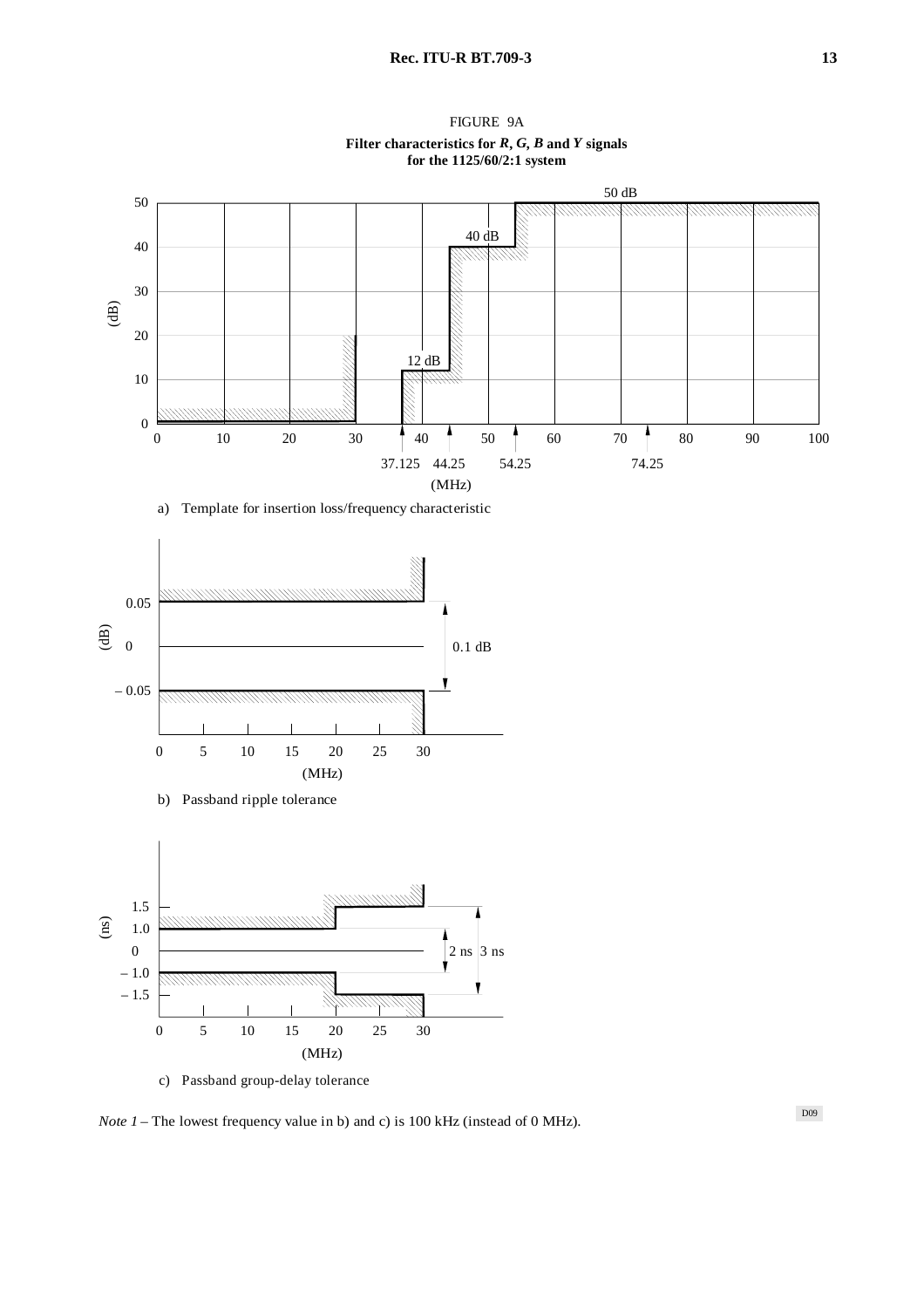FIGURE 9A

**Filter characteristics for *R*, *G*, *B* and *Y* signals for the 1125/60/2:1 system**

a) Template for insertion loss/frequency characteristic

b) Passband ripple tolerance

c) Passband group-delay tolerance

*Note 1* – The lowest frequency value in b) and c) is 100 kHz (instead of 0 MHz).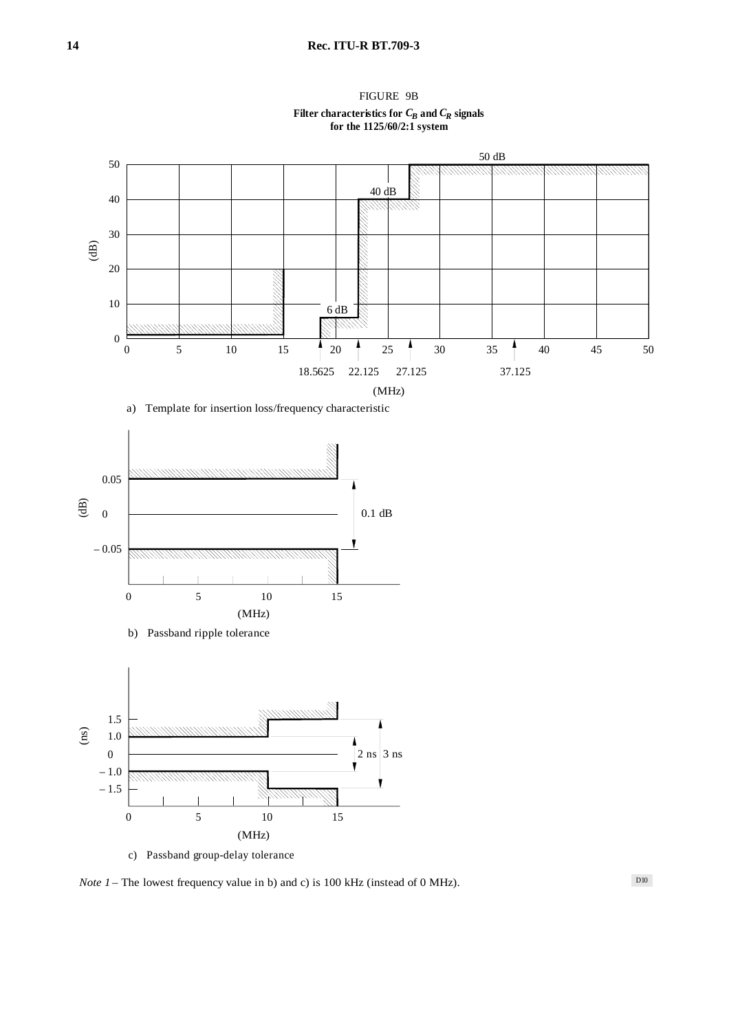FIGURE 9B

**Filter characteristics for $C_B$ and $C_R$ signals for the 1125/60/2:1 system**

a) Template for insertion loss/frequency characteristic

b) Passband ripple tolerance

c) Passband group-delay tolerance

*Note 1* – The lowest frequency value in b) and c) is 100 kHz (instead of 0 MHz).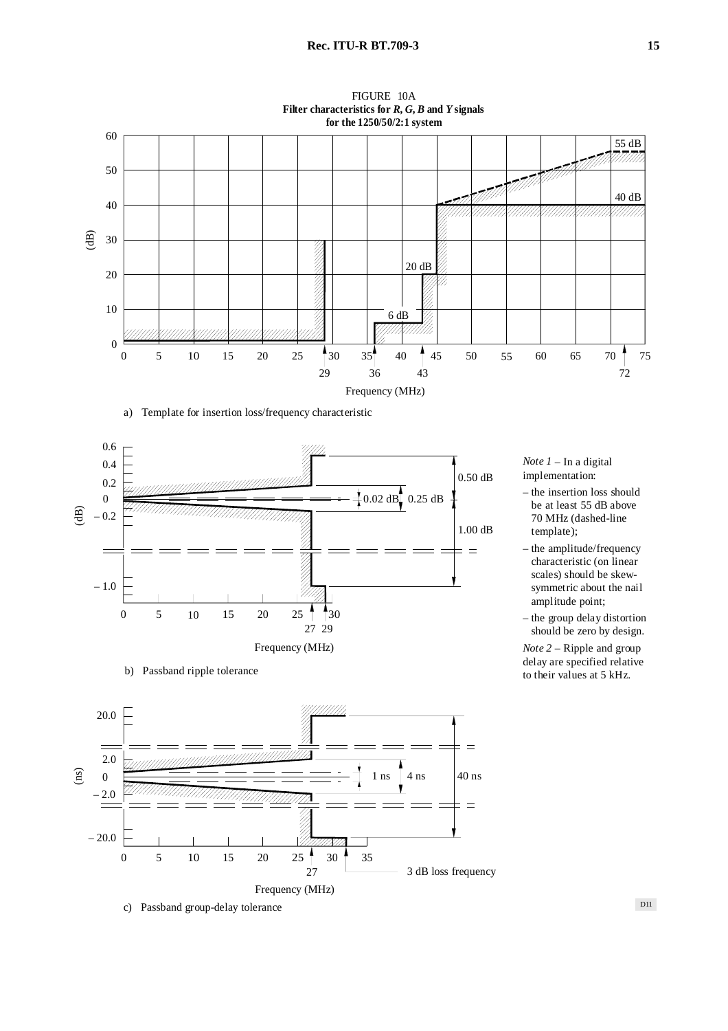FIGURE 10A

**Filter characteristics for *R*, *G*, *B* and *Y* signals for the 1250/50/2:1 system**

a) Template for insertion loss/frequency characteristic

b) Passband ripple tolerance

c) Passband group-delay tolerance

*Note 1* – In a digital implementation:

– the insertion loss should be at least 55 dB above 70 MHz (dashed-line template);

– the amplitude/frequency characteristic (on linear scales) should be skew-symmetric about the nail amplitude point;

– the group delay distortion should be zero by design.

*Note 2* – Ripple and group delay are specified relative to their values at 5 kHz.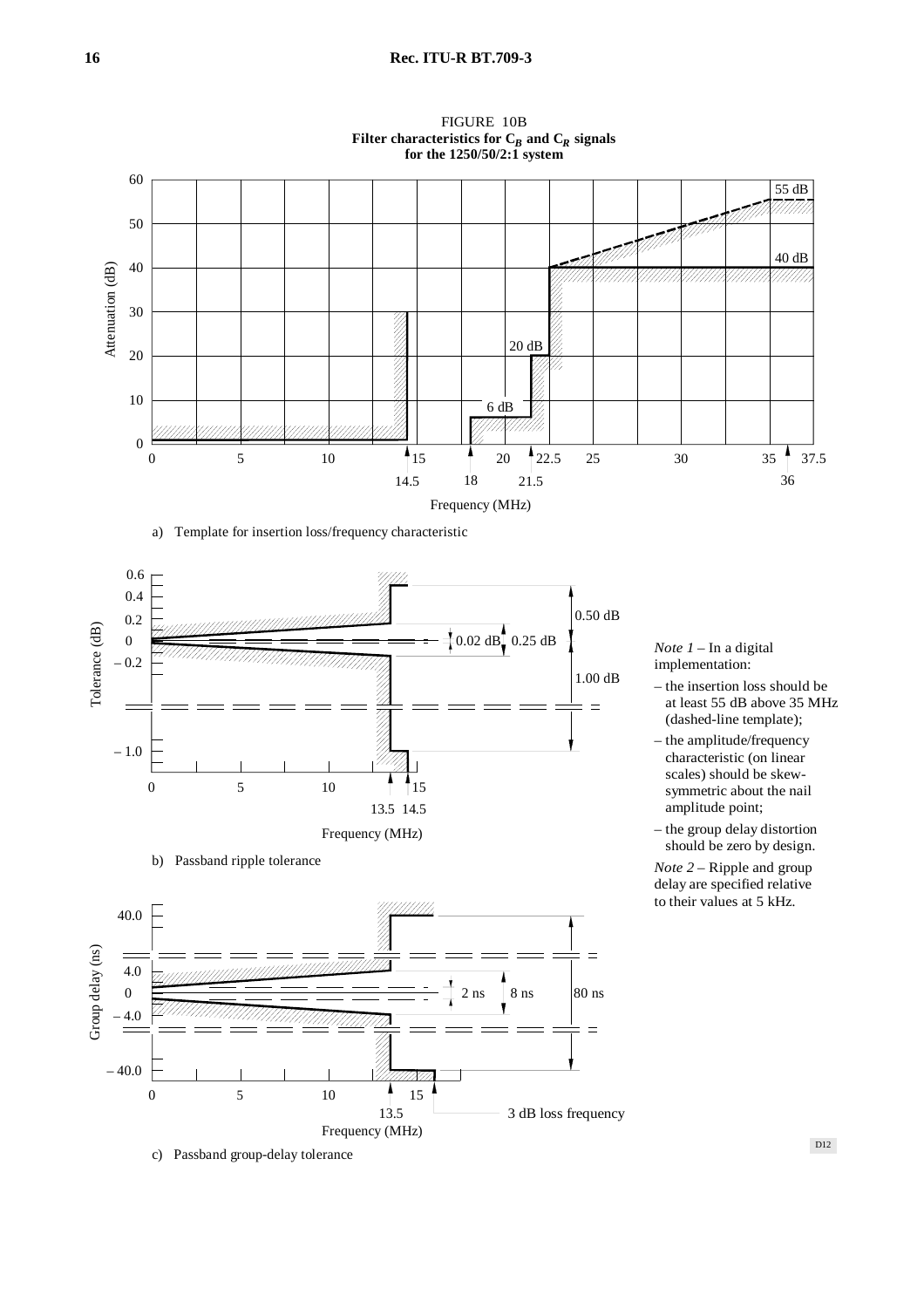FIGURE 10B

**Filter characteristics for $C_B$ and $C_R$ signals for the 1250/50/2:1 system**

a) Template for insertion loss/frequency characteristic

b) Passband ripple tolerance

c) Passband group-delay tolerance

*Note 1* – In a digital implementation:

– the insertion loss should be at least 55 dB above 35 MHz (dashed-line template);

– the amplitude/frequency characteristic (on linear scales) should be skew-symmetric about the nail amplitude point;

– the group delay distortion should be zero by design.

*Note 2* – Ripple and group delay are specified relative to their values at 5 kHz.

D12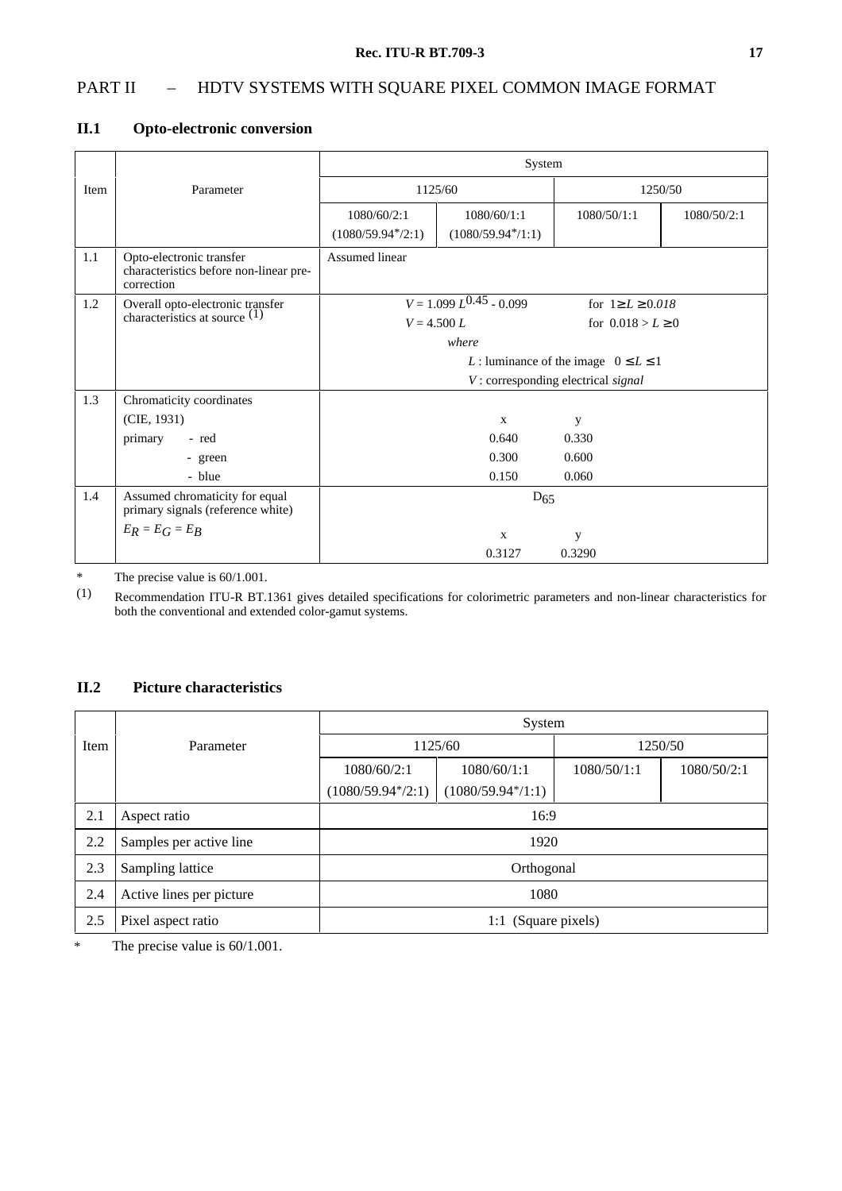# PART II – HDTV SYSTEMS WITH SQUARE PIXEL COMMON IMAGE FORMAT

## II.1 Opto-electronic conversion

| Item | Parameter | System | | | |
|---|---|---|---|---|---|
| | | 1125/60 | | 1250/50 | |
| | | 1080/60/2:1 (1080/59.94*/2:1) | 1080/60/1:1 (1080/59.94*/1:1) | 1080/50/1:1 | 1080/50/2:1 |
| 1.1 | Opto-electronic transfer characteristics before non-linear pre-correction | Assumed linear | | | |
| 1.2 | Overall opto-electronic transfer characteristics at source (1) | $V = 1.099\ L^{0.45} - 0.099$ for $1 \geq L \geq 0.018$<br>$V = 4.500\ L$ for $0.018 > L \geq 0$<br>*where*<br>$L$ : luminance of the image $0 \leq L \leq 1$<br>$V$ : corresponding electrical *signal* | | | |
| 1.3 | Chromaticity coordinates (CIE, 1931)<br>primary - red<br>- green<br>- blue | x y<br>0.640 0.330<br>0.300 0.600<br>0.150 0.060 | | | |
| 1.4 | Assumed chromaticity for equal primary signals (reference white)<br>$E_R = E_G = E_B$ | $D_{65}$<br>x y<br>0.3127 0.3290 | | | |

\* The precise value is 60/1.001.

(1) Recommendation ITU-R BT.1361 gives detailed specifications for colorimetric parameters and non-linear characteristics for both the conventional and extended color-gamut systems.

## II.2 Picture characteristics

| Item | Parameter | System | | | |
|---|---|---|---|---|---|
| | | 1125/60 | | 1250/50 | |
| | | 1080/60/2:1 (1080/59.94*/2:1) | 1080/60/1:1 (1080/59.94*/1:1) | 1080/50/1:1 | 1080/50/2:1 |
| 2.1 | Aspect ratio | 16:9 | | | |
| 2.2 | Samples per active line | 1920 | | | |
| 2.3 | Sampling lattice | Orthogonal | | | |
| 2.4 | Active lines per picture | 1080 | | | |
| 2.5 | Pixel aspect ratio | 1:1 (Square pixels) | | | |

\* The precise value is 60/1.001.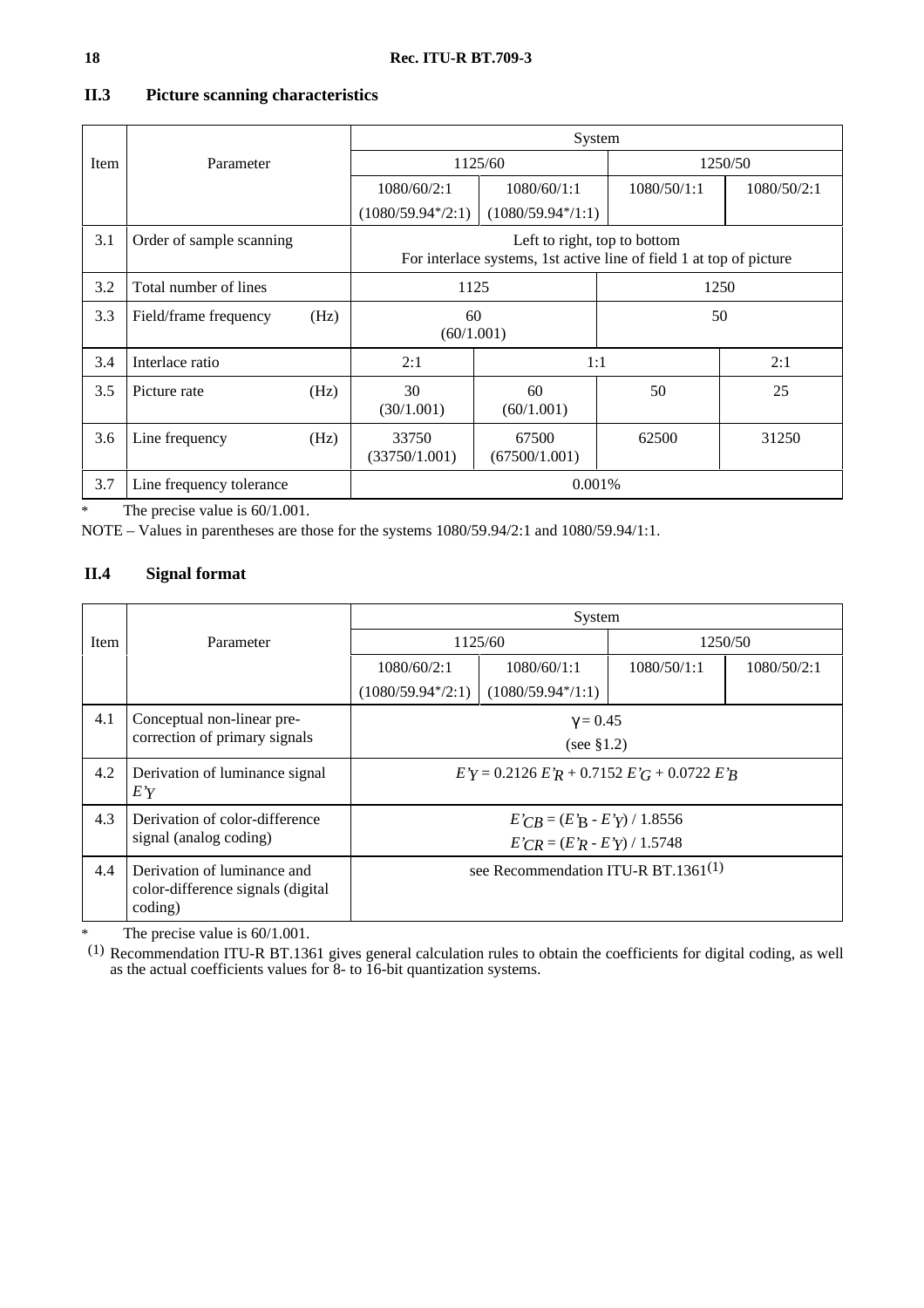## II.3 Picture scanning characteristics

| Item | Parameter | System | | | |
|---|---|---|---|---|---|
| | | 1125/60 | | 1250/50 | |
| | | 1080/60/2:1 (1080/59.94*/2:1) | 1080/60/1:1 (1080/59.94*/1:1) | 1080/50/1:1 | 1080/50/2:1 |
| 3.1 | Order of sample scanning | Left to right, top to bottom<br>For interlace systems, 1st active line of field 1 at top of picture | | | |
| 3.2 | Total number of lines | 1125 | | 1250 | |
| 3.3 | Field/frame frequency (Hz) | 60 (60/1.001) | | 50 | |
| 3.4 | Interlace ratio | 2:1 | 1:1 | | 2:1 |
| 3.5 | Picture rate (Hz) | 30 (30/1.001) | 60 (60/1.001) | 50 | 25 |
| 3.6 | Line frequency (Hz) | 33750 (33750/1.001) | 67500 (67500/1.001) | 62500 | 31250 |
| 3.7 | Line frequency tolerance | 0.001% | | | |

\* The precise value is 60/1.001.

NOTE – Values in parentheses are those for the systems 1080/59.94/2:1 and 1080/59.94/1:1.

## II.4 Signal format

| Item | Parameter | System | | | |
|---|---|---|---|---|---|
| | | 1125/60 | | 1250/50 | |
| | | 1080/60/2:1 (1080/59.94*/2:1) | 1080/60/1:1 (1080/59.94*/1:1) | 1080/50/1:1 | 1080/50/2:1 |
| 4.1 | Conceptual non-linear pre-correction of primary signals | $\gamma = 0.45$<br>(see §1.2) | | | |
| 4.2 | Derivation of luminance signal $E'_Y$ | $E'_Y = 0.2126\,E'_R + 0.7152\,E'_G + 0.0722\,E'_B$ | | | |
| 4.3 | Derivation of color-difference signal (analog coding) | $E'_{CB} = (E'_B - E'_Y) / 1.8556$<br>$E'_{CR} = (E'_R - E'_Y) / 1.5748$ | | | |
| 4.4 | Derivation of luminance and color-difference signals (digital coding) | see Recommendation ITU-R BT.1361[1] | | | |

\* The precise value is 60/1.001.

[1] Recommendation ITU-R BT.1361 gives general calculation rules to obtain the coefficients for digital coding, as well as the actual coefficients values for 8- to 16-bit quantization systems.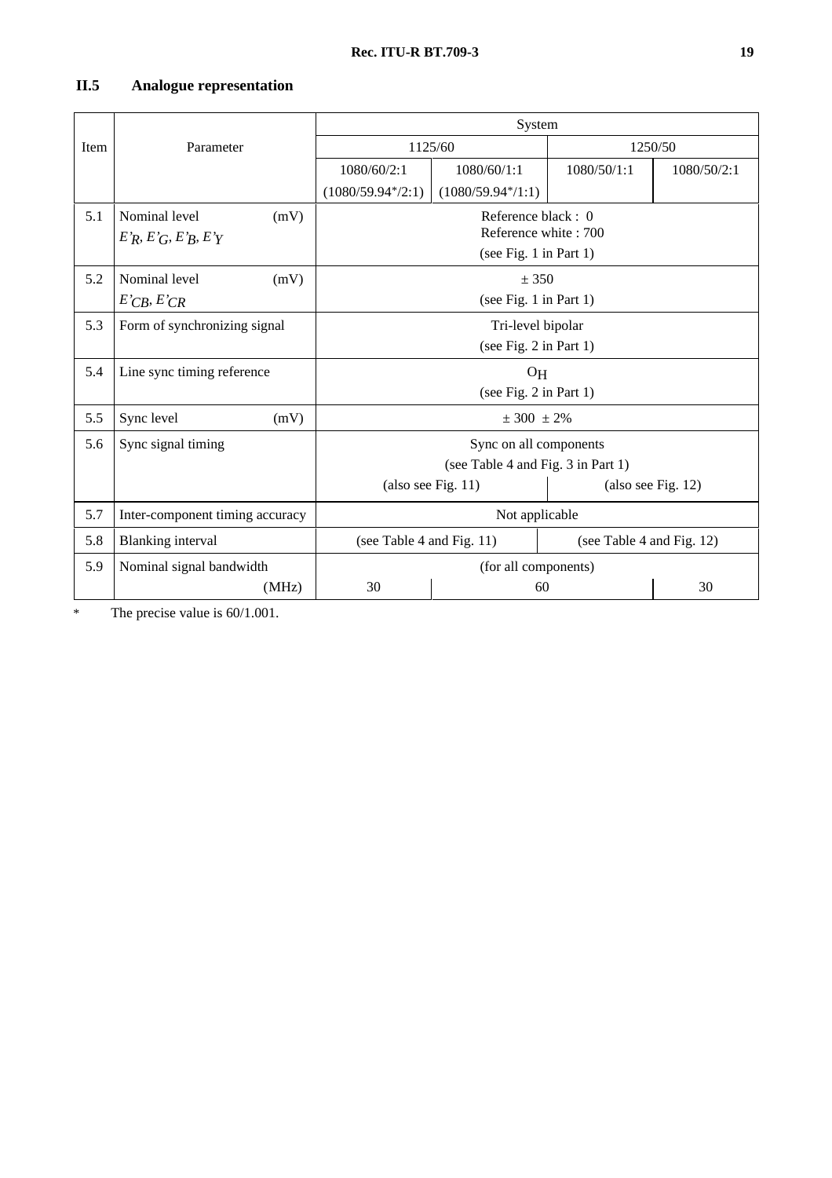## II.5 Analogue representation

| Item | Parameter | System | | | |
|---|---|---|---|---|---|
| | | 1125/60 | | 1250/50 | |
| | | 1080/60/2:1 (1080/59.94*/2:1) | 1080/60/1:1 (1080/59.94*/1:1) | 1080/50/1:1 | 1080/50/2:1 |
| 5.1 | Nominal level (mV) $E'_R, E'_G, E'_B, E'_Y$ | Reference black : 0<br>Reference white : 700<br>(see Fig. 1 in Part 1) | | | |
| 5.2 | Nominal level (mV) $E'_{CB}, E'_{CR}$ | ± 350<br>(see Fig. 1 in Part 1) | | | |
| 5.3 | Form of synchronizing signal | Tri-level bipolar<br>(see Fig. 2 in Part 1) | | | |
| 5.4 | Line sync timing reference | $O_H$<br>(see Fig. 2 in Part 1) | | | |
| 5.5 | Sync level (mV) | ± 300 ± 2% | | | |
| 5.6 | Sync signal timing | Sync on all components<br>(see Table 4 and Fig. 3 in Part 1)<br>(also see Fig. 11) | | (also see Fig. 12) | |
| 5.7 | Inter-component timing accuracy | Not applicable | | | |
| 5.8 | Blanking interval | (see Table 4 and Fig. 11) | | (see Table 4 and Fig. 12) | |
| 5.9 | Nominal signal bandwidth (MHz) | (for all components)<br>30 | 60 | | 30 |

\* The precise value is 60/1.001.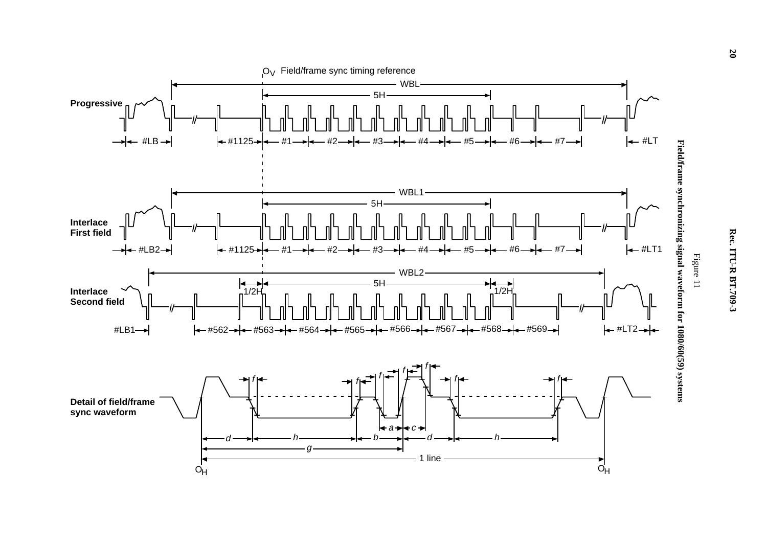Figure 11

**Field/frame synchronizing signal waveform for 1080/60(59) systems**

Progressive

Interlace First field

Interlace Second field

Detail of field/frame sync waveform

$O_V$ Field/frame sync timing reference

WBL, 5H, #LB, #1125, #1, #2, #3, #4, #5, #6, #7, #LT

WBL1, 5H, #LB2, #1125, #1, #2, #3, #4, #5, #6, #7, #LT1

WBL2, 5H, 1/2H, 1/2H, #LB1, #562, #563, #564, #565, #566, #567, #568, #569, #LT2

$f$, $a$, $c$, $d$, $h$, $b$, $d$, $h$, $g$, 1 line, $O_H$, $O_H$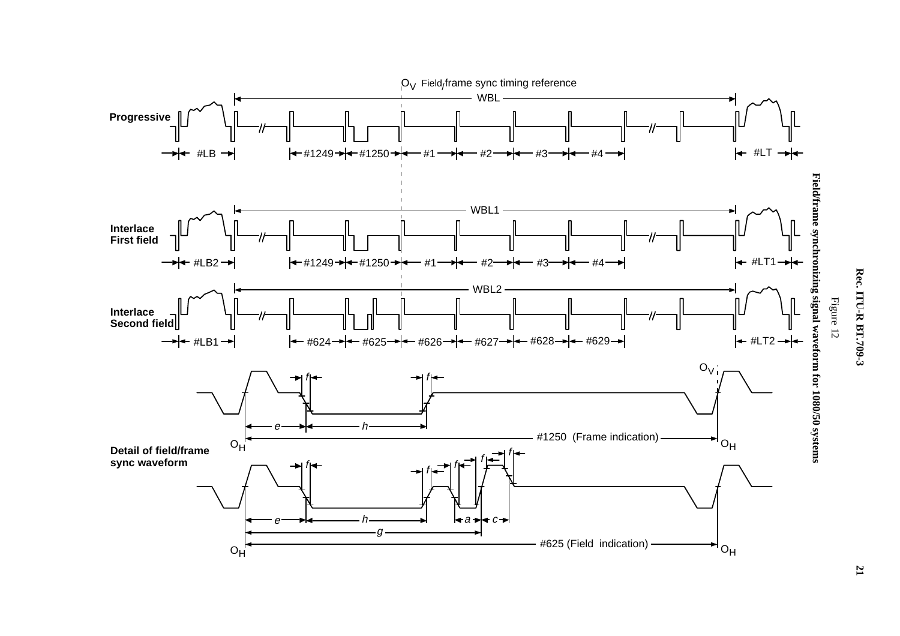Figure 12

**Field/frame synchronizing signal waveform for 1080/50 systems**

$O_V$ Field/frame sync timing reference

WBL

**Progressive**

#LB | #1249 | #1250 | #1 | #2 | #3 | #4 | #LT

WBL1

**Interlace First field**

#LB2 | #1249 | #1250 | #1 | #2 | #3 | #4 | #LT1

WBL2

**Interlace Second field**

#LB1 | #624 | #625 | #626 | #627 | #628 | #629 | #LT2

**Detail of field/frame sync waveform**

$O_V$

*f* *f*

*e* *h*

$O_H$ #1250 (Frame indication) $O_H$

*f* *f* *f* *f* *f* *f*

*e* *h* *a* *c*

*g*

$O_H$ #625 (Field indication) $O_H$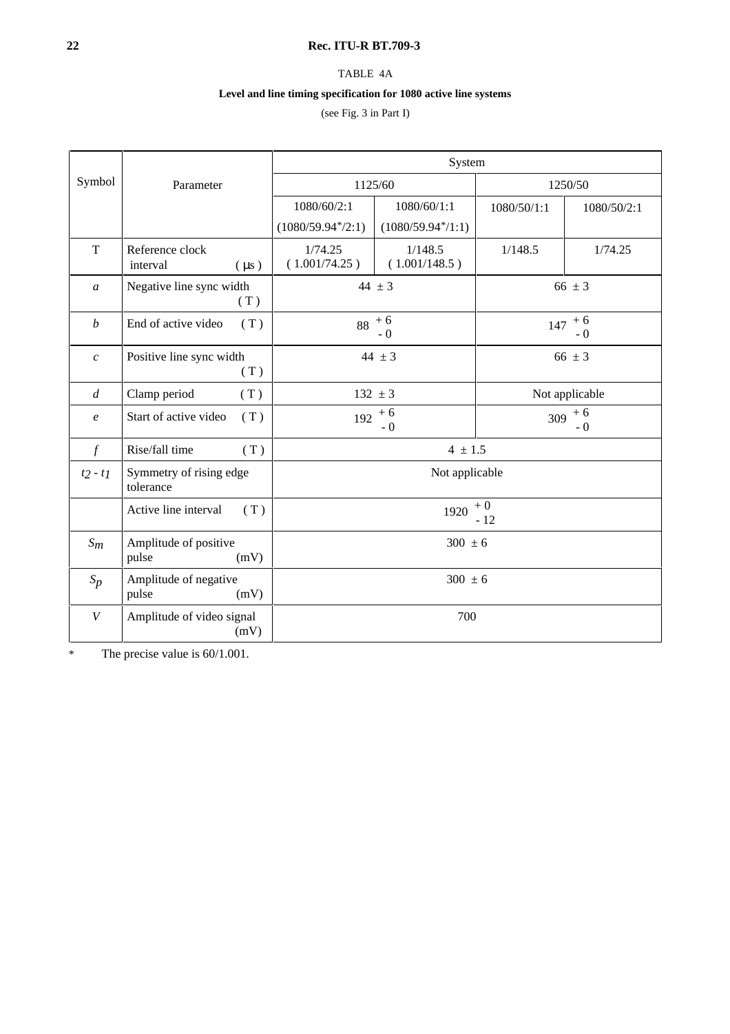TABLE 4A

**Level and line timing specification for 1080 active line systems**

(see Fig. 3 in Part I)

| Symbol | Parameter | System | | | |
|---|---|---|---|---|---|
| | | 1125/60 | | 1250/50 | |
| | | 1080/60/2:1 (1080/59.94*/2:1) | 1080/60/1:1 (1080/59.94*/1:1) | 1080/50/1:1 | 1080/50/2:1 |
| T | Reference clock interval (μs) | 1/74.25 (1.001/74.25) | 1/148.5 (1.001/148.5) | 1/148.5 | 1/74.25 |
| *a* | Negative line sync width (T) | 44 ± 3 | | 66 ± 3 | |
| *b* | End of active video (T) | 88 $^{+6}_{-0}$ | | 147 $^{+6}_{-0}$ | |
| *c* | Positive line sync width (T) | 44 ± 3 | | 66 ± 3 | |
| *d* | Clamp period (T) | 132 ± 3 | | Not applicable | |
| *e* | Start of active video (T) | 192 $^{+6}_{-0}$ | | 309 $^{+6}_{-0}$ | |
| *f* | Rise/fall time (T) | 4 ± 1.5 | | | |
| $t_2 - t_1$ | Symmetry of rising edge tolerance | Not applicable | | | |
| | Active line interval (T) | 1920 $^{+0}_{-12}$ | | | |
| $S_m$ | Amplitude of positive pulse (mV) | 300 ± 6 | | | |
| $S_p$ | Amplitude of negative pulse (mV) | 300 ± 6 | | | |
| *V* | Amplitude of video signal (mV) | 700 | | | |

\* The precise value is 60/1.001.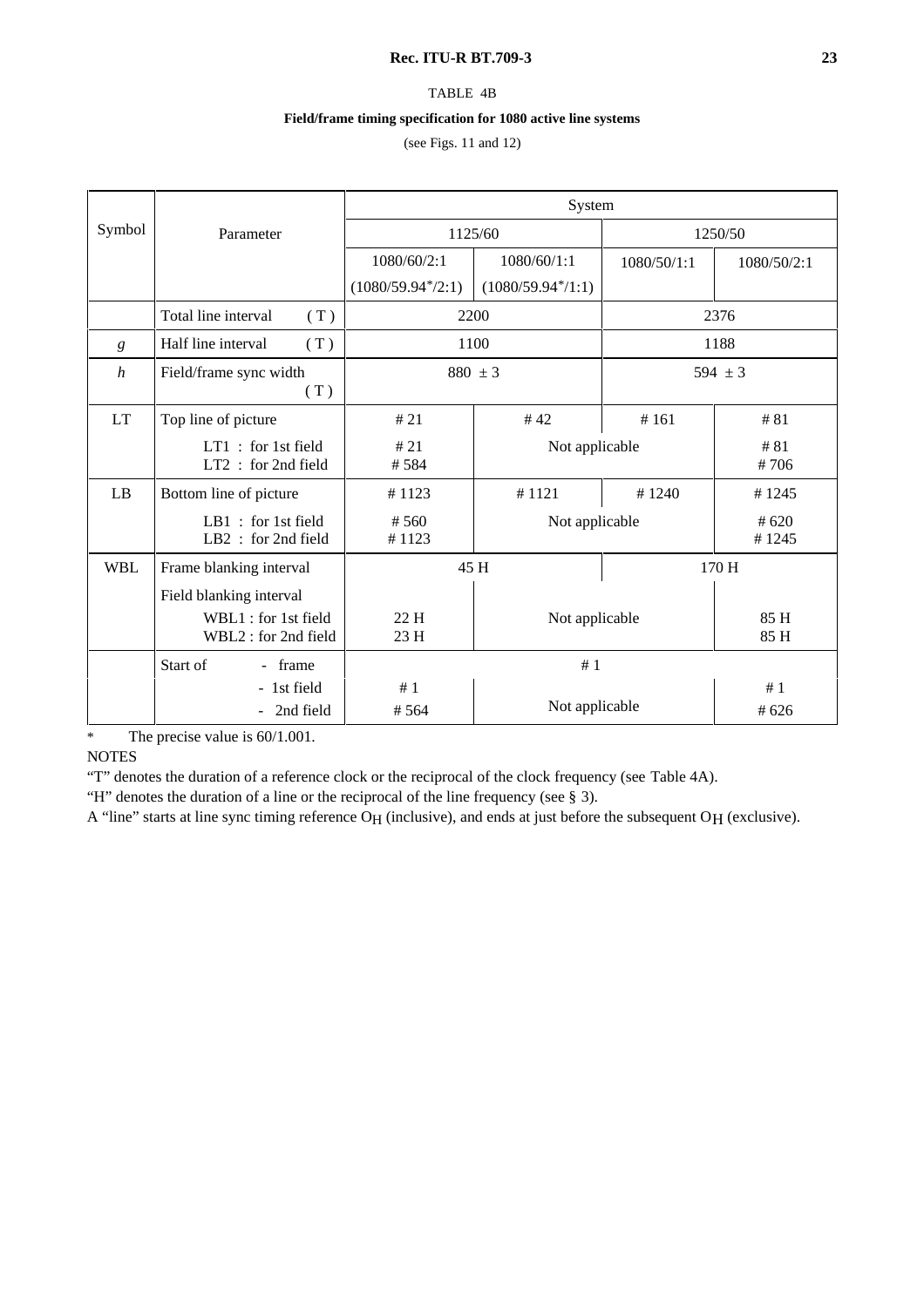TABLE 4B

**Field/frame timing specification for 1080 active line systems**

(see Figs. 11 and 12)

| Symbol | Parameter | System | | | |
|---|---|---|---|---|---|
| | | 1125/60 | | 1250/50 | |
| | | 1080/60/2:1 (1080/59.94*/2:1) | 1080/60/1:1 (1080/59.94*/1:1) | 1080/50/1:1 | 1080/50/2:1 |
| | Total line interval (T) | 2200 | | 2376 | |
| *g* | Half line interval (T) | 1100 | | 1188 | |
| *h* | Field/frame sync width (T) | 880 ± 3 | | 594 ± 3 | |
| LT | Top line of picture | # 21 | # 42 | # 161 | # 81 |
| | LT1 : for 1st field<br>LT2 : for 2nd field | # 21<br># 584 | Not applicable | | # 81<br># 706 |
| LB | Bottom line of picture | # 1123 | # 1121 | # 1240 | # 1245 |
| | LB1 : for 1st field<br>LB2 : for 2nd field | # 560<br># 1123 | Not applicable | | # 620<br># 1245 |
| WBL | Frame blanking interval | 45 H | | 170 H | |
| | Field blanking interval<br>WBL1 : for 1st field<br>WBL2 : for 2nd field | 22 H<br>23 H | Not applicable | | 85 H<br>85 H |
| | Start of - frame | # 1 | | | |
| | - 1st field<br>- 2nd field | # 1<br># 564 | Not applicable | | # 1<br># 626 |

\* The precise value is 60/1.001.

NOTES

"T" denotes the duration of a reference clock or the reciprocal of the clock frequency (see Table 4A).

"H" denotes the duration of a line or the reciprocal of the line frequency (see § 3).

A "line" starts at line sync timing reference $O_H$ (inclusive), and ends at just before the subsequent $O_H$ (exclusive).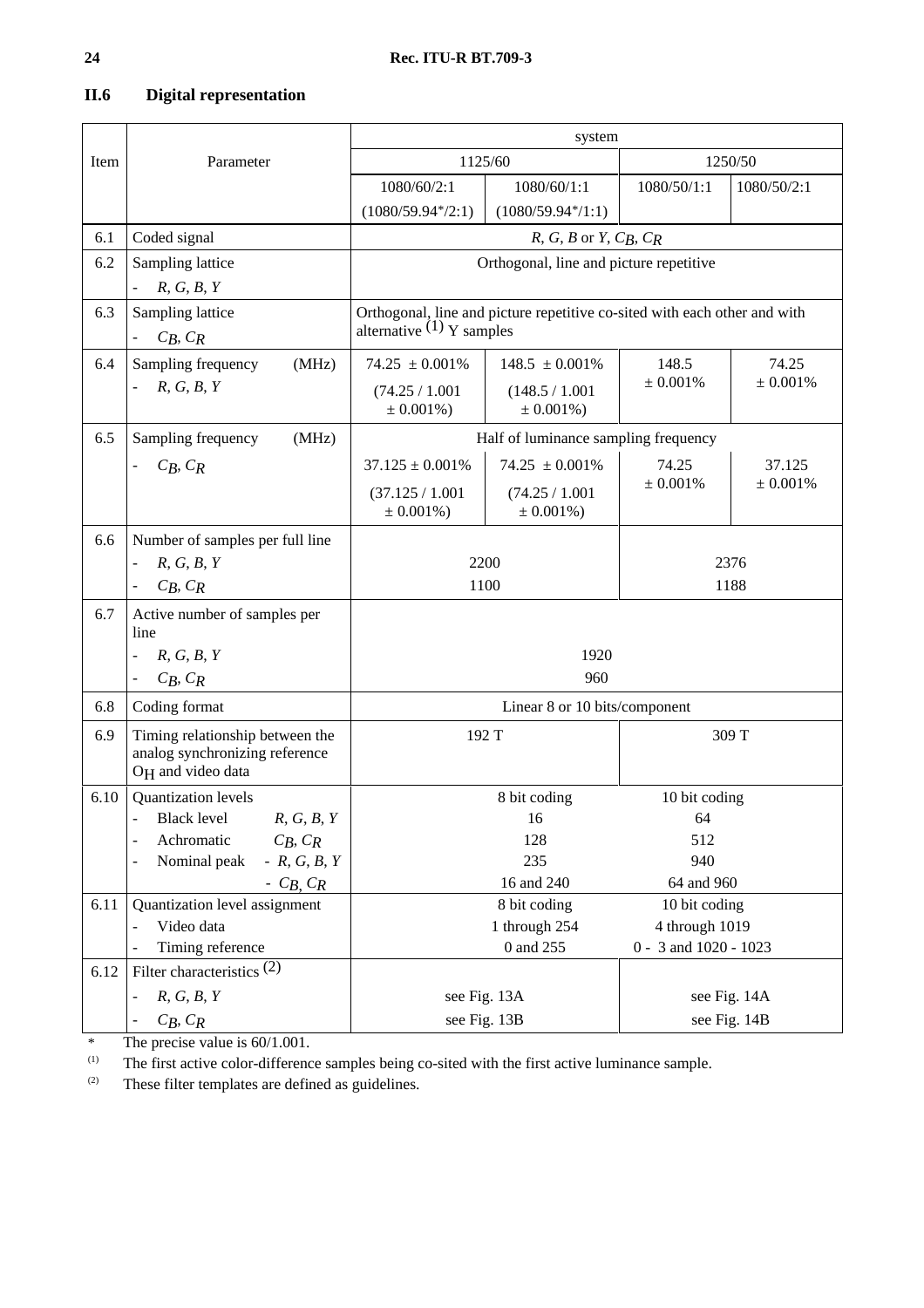## II.6 Digital representation

| Item | Parameter | system | | | |
|---|---|---|---|---|---|
| | | 1125/60 | | 1250/50 | |
| | | 1080/60/2:1 (1080/59.94*/2:1) | 1080/60/1:1 (1080/59.94*/1:1) | 1080/50/1:1 | 1080/50/2:1 |
| 6.1 | Coded signal | $R$, $G$, $B$ or $Y$, $C_B$, $C_R$ | | | |
| 6.2 | Sampling lattice<br>- $R$, $G$, $B$, $Y$ | Orthogonal, line and picture repetitive | | | |
| 6.3 | Sampling lattice<br>- $C_B$, $C_R$ | Orthogonal, line and picture repetitive co-sited with each other and with alternative (1) Y samples | | | |
| 6.4 | Sampling frequency (MHz)<br>- $R$, $G$, $B$, $Y$ | 74.25 ± 0.001%<br>(74.25 / 1.001 ± 0.001%) | 148.5 ± 0.001%<br>(148.5 / 1.001 ± 0.001%) | 148.5 ± 0.001% | 74.25 ± 0.001% |
| 6.5 | Sampling frequency (MHz)<br>- $C_B$, $C_R$ | Half of luminance sampling frequency<br>37.125 ± 0.001%<br>(37.125 / 1.001 ± 0.001%) | 74.25 ± 0.001%<br>(74.25 / 1.001 ± 0.001%) | 74.25 ± 0.001% | 37.125 ± 0.001% |
| 6.6 | Number of samples per full line<br>- $R$, $G$, $B$, $Y$<br>- $C_B$, $C_R$ | 2200<br>1100 | | 2376<br>1188 | |
| 6.7 | Active number of samples per line<br>- $R$, $G$, $B$, $Y$<br>- $C_B$, $C_R$ | 1920<br>960 | | | |
| 6.8 | Coding format | Linear 8 or 10 bits/component | | | |
| 6.9 | Timing relationship between the analog synchronizing reference $O_H$ and video data | 192 T | | 309 T | |
| 6.10 | Quantization levels<br>- Black level $R$, $G$, $B$, $Y$<br>- Achromatic $C_B$, $C_R$<br>- Nominal peak - $R$, $G$, $B$, $Y$<br>- $C_B$, $C_R$ | 8 bit coding<br>16<br>128<br>235<br>16 and 240 | | 10 bit coding<br>64<br>512<br>940<br>64 and 960 | |
| 6.11 | Quantization level assignment<br>- Video data<br>- Timing reference | 8 bit coding<br>1 through 254<br>0 and 255 | | 10 bit coding<br>4 through 1019<br>0 - 3 and 1020 - 1023 | |
| 6.12 | Filter characteristics (2)<br>- $R$, $G$, $B$, $Y$<br>- $C_B$, $C_R$ | see Fig. 13A<br>see Fig. 13B | | see Fig. 14A<br>see Fig. 14B | |

\* The precise value is 60/1.001.

(1) The first active color-difference samples being co-sited with the first active luminance sample.

(2) These filter templates are defined as guidelines.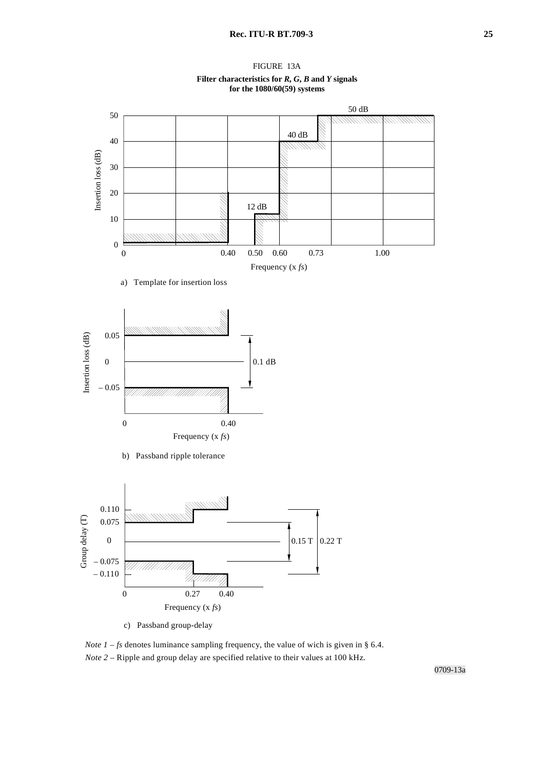FIGURE 13A

**Filter characteristics for *R*, *G*, *B* and *Y* signals for the 1080/60(59) systems**

a) Template for insertion loss

b) Passband ripple tolerance

c) Passband group-delay

*Note 1* – *fs* denotes luminance sampling frequency, the value of wich is given in § 6.4.

*Note 2* – Ripple and group delay are specified relative to their values at 100 kHz.

0709-13a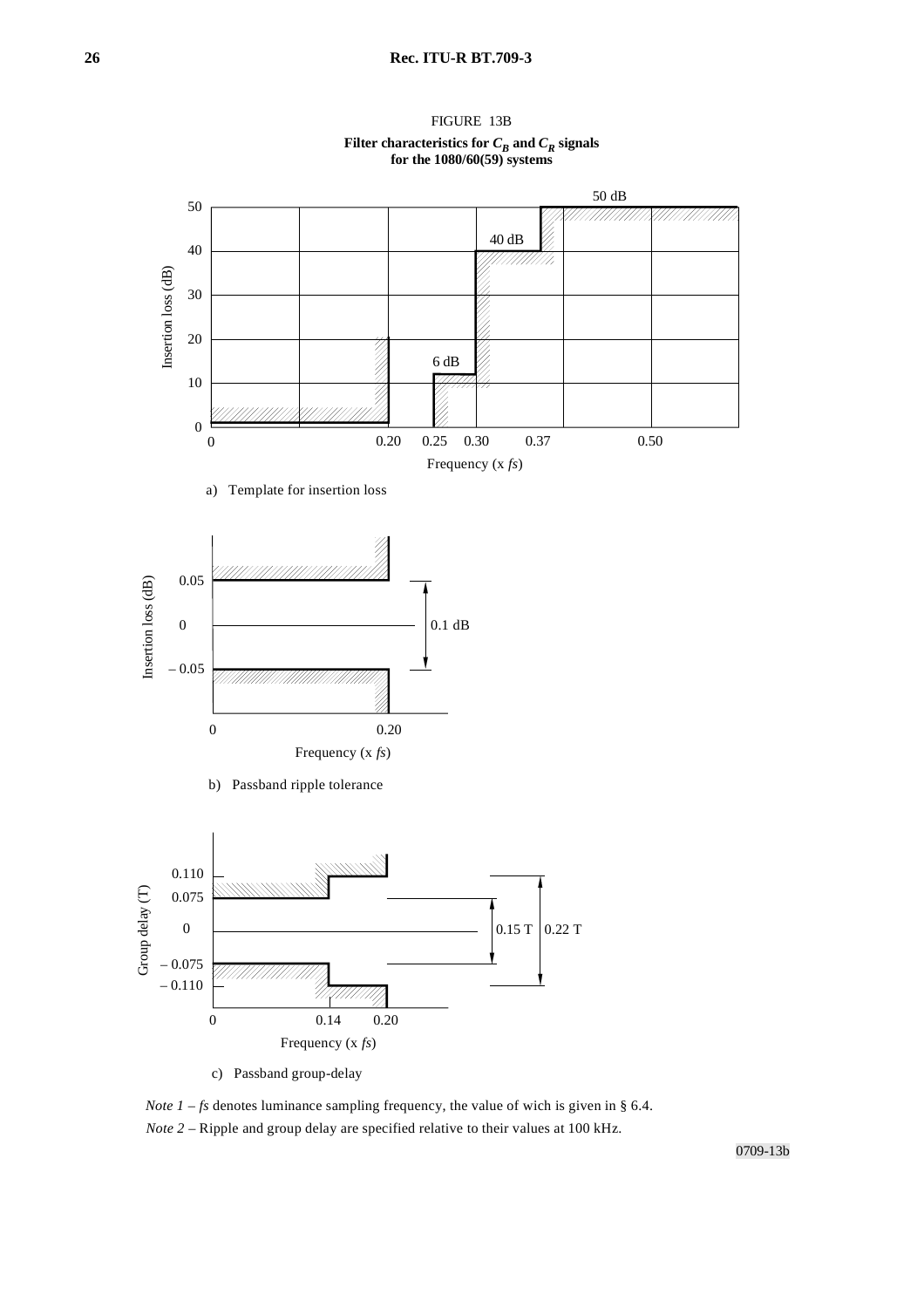FIGURE 13B

**Filter characteristics for $C_B$ and $C_R$ signals for the 1080/60(59) systems**

a) Template for insertion loss

b) Passband ripple tolerance

c) Passband group-delay

*Note 1* – *fs* denotes luminance sampling frequency, the value of wich is given in § 6.4.

*Note 2* – Ripple and group delay are specified relative to their values at 100 kHz.

0709-13b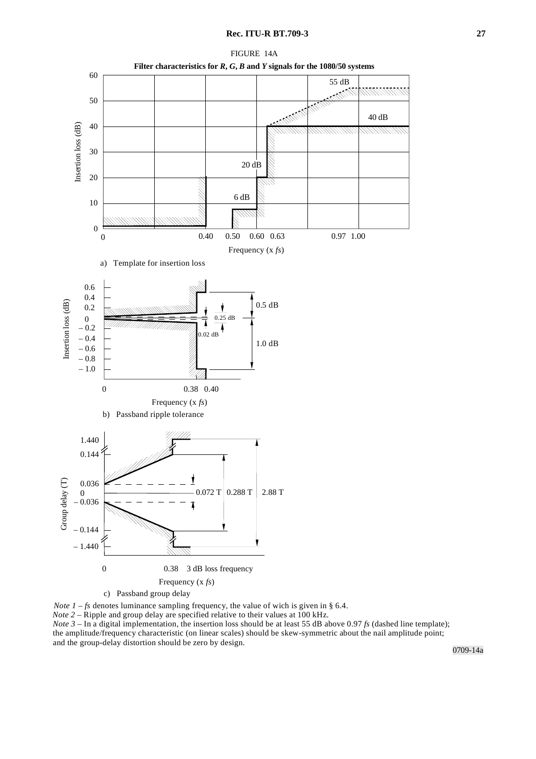FIGURE 14A

**Filter characteristics for *R*, *G*, *B* and *Y* signals for the 1080/50 systems**

a) Template for insertion loss

b) Passband ripple tolerance

c) Passband group delay

*Note 1* – *fs* denotes luminance sampling frequency, the value of wich is given in § 6.4.

*Note 2* – Ripple and group delay are specified relative to their values at 100 kHz.

*Note 3* – In a digital implementation, the insertion loss should be at least 55 dB above 0.97 *fs* (dashed line template); the amplitude/frequency characteristic (on linear scales) should be skew-symmetric about the nail amplitude point; and the group-delay distortion should be zero by design.

0709-14a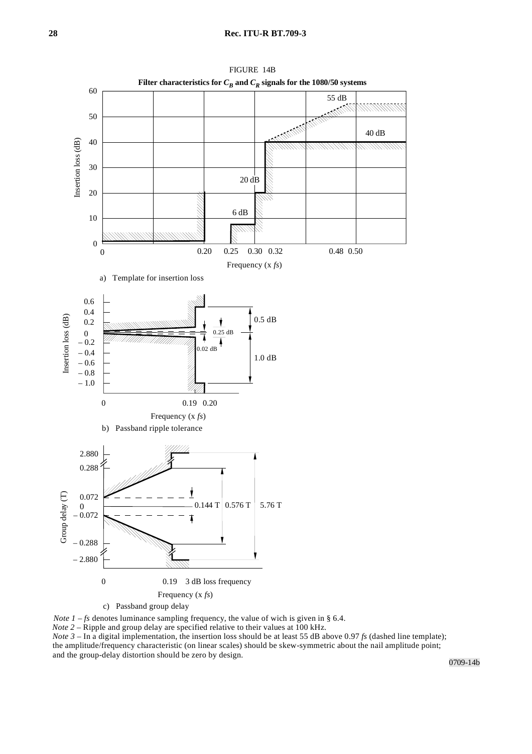FIGURE 14B

**Filter characteristics for $C_B$ and $C_R$ signals for the 1080/50 systems**

Insertion loss (dB)

60
50
40
30
20
10
0

55 dB
40 dB
20 dB
6 dB

0 0.20 0.25 0.30 0.32 0.48 0.50

Frequency (x *fs*)

a) Template for insertion loss

Insertion loss (dB)

0.6
0.4
0.2
0
– 0.2
– 0.4
– 0.6
– 0.8
– 1.0

0.25 dB
0.02 dB
0.5 dB
1.0 dB

0 0.19 0.20

Frequency (x *fs*)

b) Passband ripple tolerance

Group delay (T)

2.880
0.288
0.072
0
– 0.072
– 0.288
– 2.880

0.144 T 0.576 T 5.76 T

0 0.19 3 dB loss frequency

Frequency (x *fs*)

c) Passband group delay

*Note 1* – *fs* denotes luminance sampling frequency, the value of wich is given in § 6.4.

*Note 2* – Ripple and group delay are specified relative to their values at 100 kHz.

*Note 3* – In a digital implementation, the insertion loss should be at least 55 dB above 0.97 *fs* (dashed line template); the amplitude/frequency characteristic (on linear scales) should be skew-symmetric about the nail amplitude point; and the group-delay distortion should be zero by design.

0709-14b